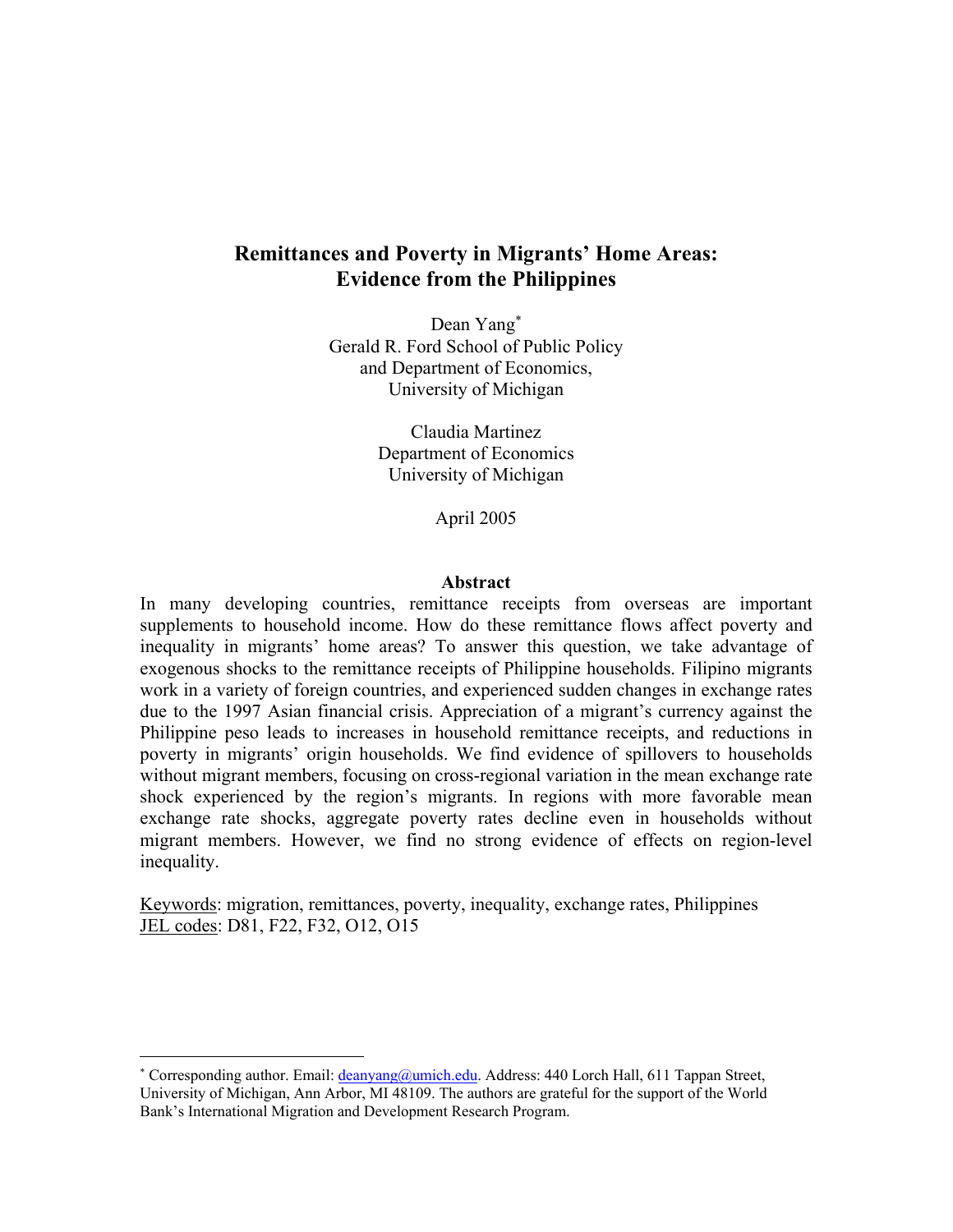# Remittances and Poverty in Migrants' Home Areas: Evidence from the Philippines

Dean Yang[*]
Gerald R. Ford School of Public Policy
and Department of Economics,
University of Michigan

Claudia Martinez
Department of Economics
University of Michigan

April 2005

## Abstract

In many developing countries, remittance receipts from overseas are important supplements to household income. How do these remittance flows affect poverty and inequality in migrants' home areas? To answer this question, we take advantage of exogenous shocks to the remittance receipts of Philippine households. Filipino migrants work in a variety of foreign countries, and experienced sudden changes in exchange rates due to the 1997 Asian financial crisis. Appreciation of a migrant's currency against the Philippine peso leads to increases in household remittance receipts, and reductions in poverty in migrants' origin households. We find evidence of spillovers to households without migrant members, focusing on cross-regional variation in the mean exchange rate shock experienced by the region's migrants. In regions with more favorable mean exchange rate shocks, aggregate poverty rates decline even in households without migrant members. However, we find no strong evidence of effects on region-level inequality.

Keywords: migration, remittances, poverty, inequality, exchange rates, Philippines
JEL codes: D81, F22, F32, O12, O15

---

[*] Corresponding author. Email: deanyang@umich.edu. Address: 440 Lorch Hall, 611 Tappan Street, University of Michigan, Ann Arbor, MI 48109. The authors are grateful for the support of the World Bank's International Migration and Development Research Program.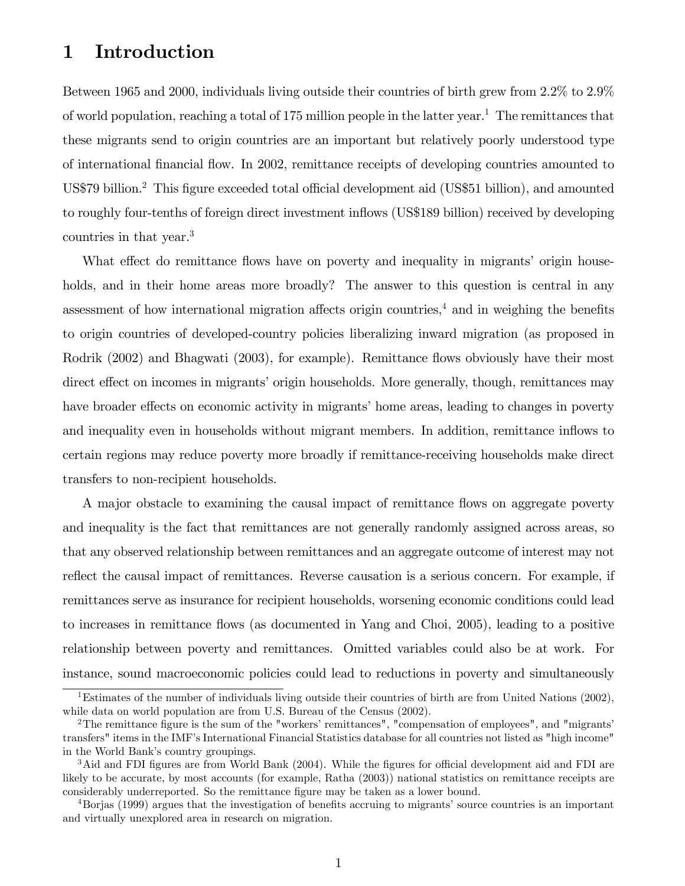# 1 Introduction

Between 1965 and 2000, individuals living outside their countries of birth grew from 2.2% to 2.9% of world population, reaching a total of 175 million people in the latter year.[1] The remittances that these migrants send to origin countries are an important but relatively poorly understood type of international financial flow. In 2002, remittance receipts of developing countries amounted to US$79 billion.[2] This figure exceeded total official development aid (US$51 billion), and amounted to roughly four-tenths of foreign direct investment inflows (US$189 billion) received by developing countries in that year.[3]

What effect do remittance flows have on poverty and inequality in migrants' origin households, and in their home areas more broadly? The answer to this question is central in any assessment of how international migration affects origin countries,[4] and in weighing the benefits to origin countries of developed-country policies liberalizing inward migration (as proposed in Rodrik (2002) and Bhagwati (2003), for example). Remittance flows obviously have their most direct effect on incomes in migrants' origin households. More generally, though, remittances may have broader effects on economic activity in migrants' home areas, leading to changes in poverty and inequality even in households without migrant members. In addition, remittance inflows to certain regions may reduce poverty more broadly if remittance-receiving households make direct transfers to non-recipient households.

A major obstacle to examining the causal impact of remittance flows on aggregate poverty and inequality is the fact that remittances are not generally randomly assigned across areas, so that any observed relationship between remittances and an aggregate outcome of interest may not reflect the causal impact of remittances. Reverse causation is a serious concern. For example, if remittances serve as insurance for recipient households, worsening economic conditions could lead to increases in remittance flows (as documented in Yang and Choi, 2005), leading to a positive relationship between poverty and remittances. Omitted variables could also be at work. For instance, sound macroeconomic policies could lead to reductions in poverty and simultaneously

[1] Estimates of the number of individuals living outside their countries of birth are from United Nations (2002), while data on world population are from U.S. Bureau of the Census (2002).

[2] The remittance figure is the sum of the "workers' remittances", "compensation of employees", and "migrants' transfers" items in the IMF's International Financial Statistics database for all countries not listed as "high income" in the World Bank's country groupings.

[3] Aid and FDI figures are from World Bank (2004). While the figures for official development aid and FDI are likely to be accurate, by most accounts (for example, Ratha (2003)) national statistics on remittance receipts are considerably underreported. So the remittance figure may be taken as a lower bound.

[4] Borjas (1999) argues that the investigation of benefits accruing to migrants' source countries is an important and virtually unexplored area in research on migration.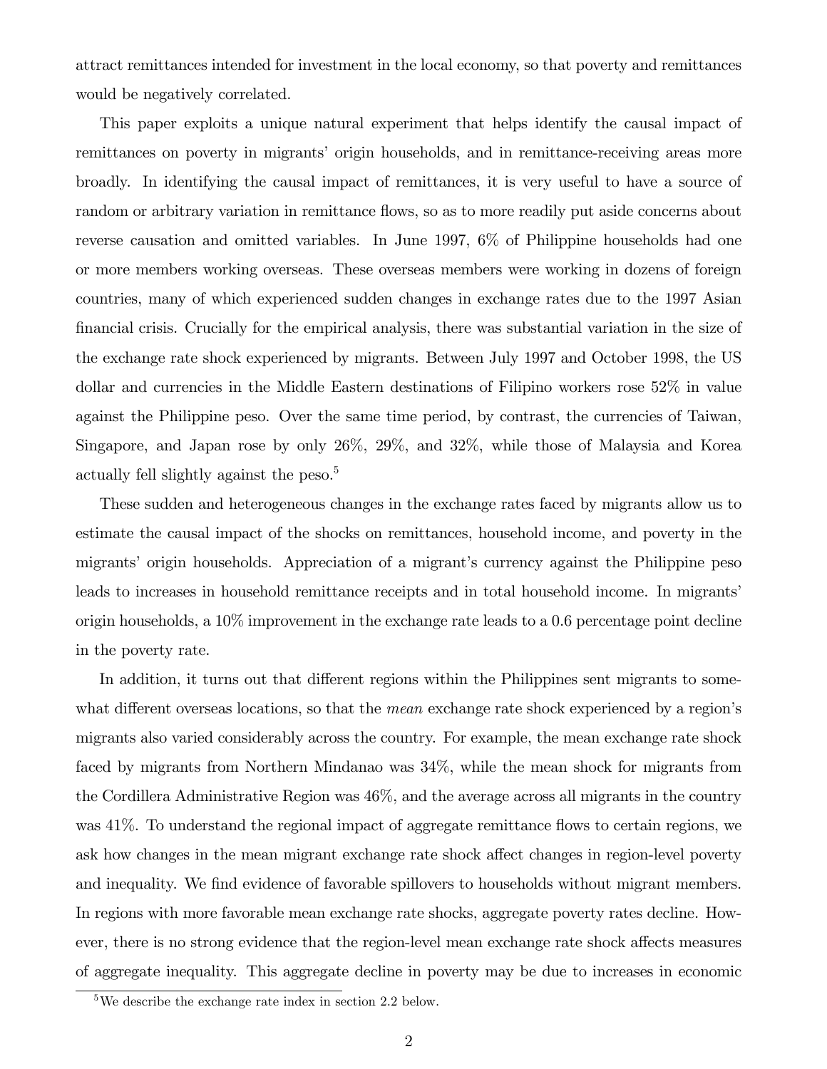attract remittances intended for investment in the local economy, so that poverty and remittances would be negatively correlated.

This paper exploits a unique natural experiment that helps identify the causal impact of remittances on poverty in migrants' origin households, and in remittance-receiving areas more broadly. In identifying the causal impact of remittances, it is very useful to have a source of random or arbitrary variation in remittance flows, so as to more readily put aside concerns about reverse causation and omitted variables. In June 1997, 6% of Philippine households had one or more members working overseas. These overseas members were working in dozens of foreign countries, many of which experienced sudden changes in exchange rates due to the 1997 Asian financial crisis. Crucially for the empirical analysis, there was substantial variation in the size of the exchange rate shock experienced by migrants. Between July 1997 and October 1998, the US dollar and currencies in the Middle Eastern destinations of Filipino workers rose 52% in value against the Philippine peso. Over the same time period, by contrast, the currencies of Taiwan, Singapore, and Japan rose by only 26%, 29%, and 32%, while those of Malaysia and Korea actually fell slightly against the peso.[5]

These sudden and heterogeneous changes in the exchange rates faced by migrants allow us to estimate the causal impact of the shocks on remittances, household income, and poverty in the migrants' origin households. Appreciation of a migrant's currency against the Philippine peso leads to increases in household remittance receipts and in total household income. In migrants' origin households, a 10% improvement in the exchange rate leads to a 0.6 percentage point decline in the poverty rate.

In addition, it turns out that different regions within the Philippines sent migrants to somewhat different overseas locations, so that the *mean* exchange rate shock experienced by a region's migrants also varied considerably across the country. For example, the mean exchange rate shock faced by migrants from Northern Mindanao was 34%, while the mean shock for migrants from the Cordillera Administrative Region was 46%, and the average across all migrants in the country was 41%. To understand the regional impact of aggregate remittance flows to certain regions, we ask how changes in the mean migrant exchange rate shock affect changes in region-level poverty and inequality. We find evidence of favorable spillovers to households without migrant members. In regions with more favorable mean exchange rate shocks, aggregate poverty rates decline. However, there is no strong evidence that the region-level mean exchange rate shock affects measures of aggregate inequality. This aggregate decline in poverty may be due to increases in economic

[5] We describe the exchange rate index in section 2.2 below.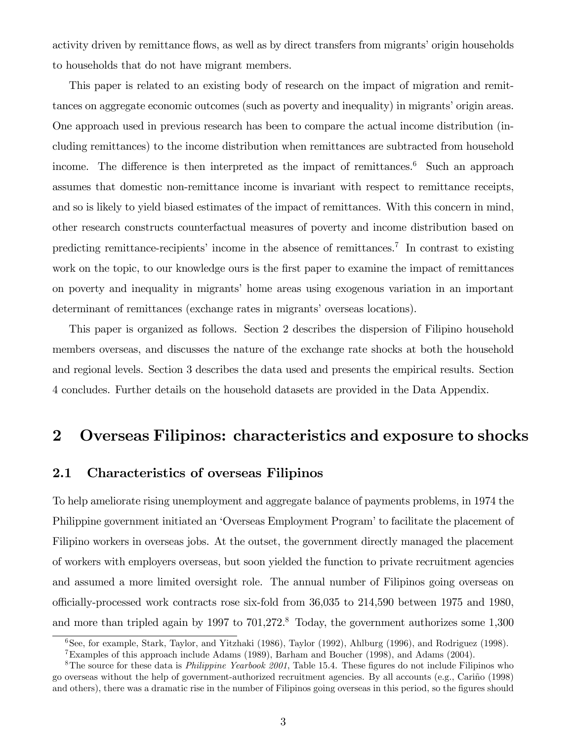activity driven by remittance flows, as well as by direct transfers from migrants' origin households to households that do not have migrant members.

This paper is related to an existing body of research on the impact of migration and remittances on aggregate economic outcomes (such as poverty and inequality) in migrants' origin areas. One approach used in previous research has been to compare the actual income distribution (including remittances) to the income distribution when remittances are subtracted from household income. The difference is then interpreted as the impact of remittances.[6] Such an approach assumes that domestic non-remittance income is invariant with respect to remittance receipts, and so is likely to yield biased estimates of the impact of remittances. With this concern in mind, other research constructs counterfactual measures of poverty and income distribution based on predicting remittance-recipients' income in the absence of remittances.[7] In contrast to existing work on the topic, to our knowledge ours is the first paper to examine the impact of remittances on poverty and inequality in migrants' home areas using exogenous variation in an important determinant of remittances (exchange rates in migrants' overseas locations).

This paper is organized as follows. Section 2 describes the dispersion of Filipino household members overseas, and discusses the nature of the exchange rate shocks at both the household and regional levels. Section 3 describes the data used and presents the empirical results. Section 4 concludes. Further details on the household datasets are provided in the Data Appendix.

## 2 Overseas Filipinos: characteristics and exposure to shocks

### 2.1 Characteristics of overseas Filipinos

To help ameliorate rising unemployment and aggregate balance of payments problems, in 1974 the Philippine government initiated an 'Overseas Employment Program' to facilitate the placement of Filipino workers in overseas jobs. At the outset, the government directly managed the placement of workers with employers overseas, but soon yielded the function to private recruitment agencies and assumed a more limited oversight role. The annual number of Filipinos going overseas on officially-processed work contracts rose six-fold from 36,035 to 214,590 between 1975 and 1980, and more than tripled again by 1997 to 701,272.[8] Today, the government authorizes some 1,300

[6] See, for example, Stark, Taylor, and Yitzhaki (1986), Taylor (1992), Ahlburg (1996), and Rodriguez (1998).

[7] Examples of this approach include Adams (1989), Barham and Boucher (1998), and Adams (2004).

[8] The source for these data is *Philippine Yearbook 2001*, Table 15.4. These figures do not include Filipinos who go overseas without the help of government-authorized recruitment agencies. By all accounts (e.g., Cariño (1998) and others), there was a dramatic rise in the number of Filipinos going overseas in this period, so the figures should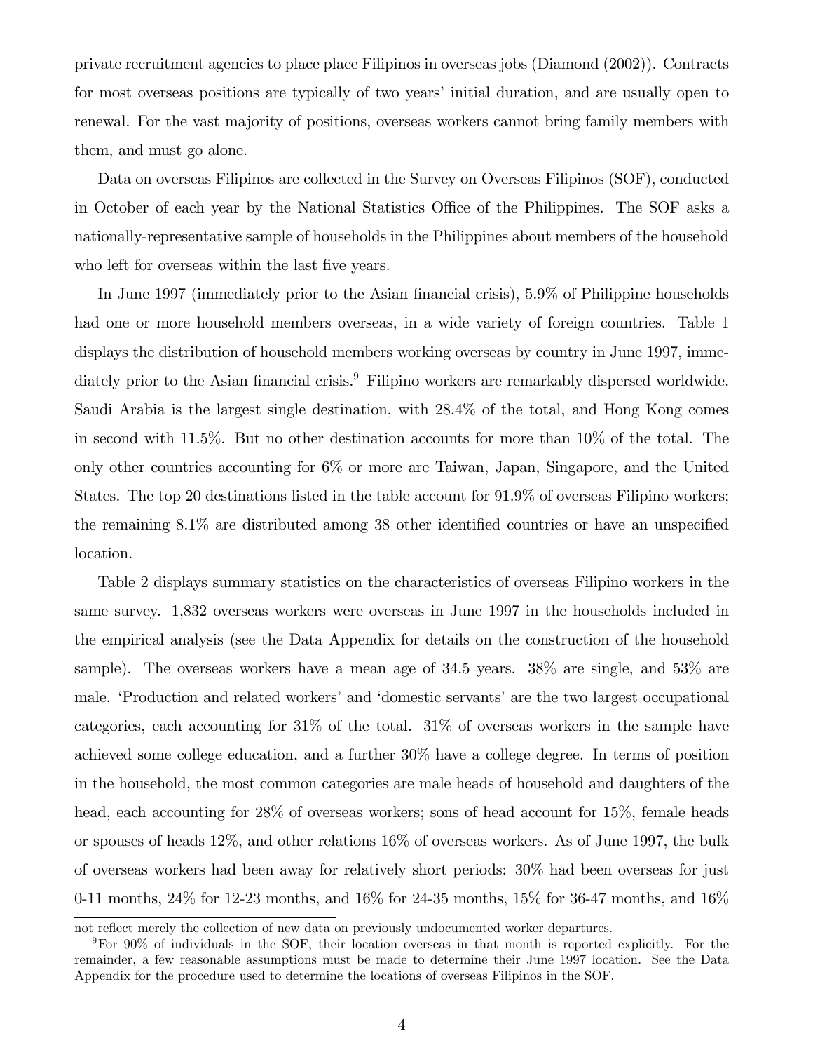private recruitment agencies to place place Filipinos in overseas jobs (Diamond (2002)). Contracts for most overseas positions are typically of two years' initial duration, and are usually open to renewal. For the vast majority of positions, overseas workers cannot bring family members with them, and must go alone.

Data on overseas Filipinos are collected in the Survey on Overseas Filipinos (SOF), conducted in October of each year by the National Statistics Office of the Philippines. The SOF asks a nationally-representative sample of households in the Philippines about members of the household who left for overseas within the last five years.

In June 1997 (immediately prior to the Asian financial crisis), 5.9% of Philippine households had one or more household members overseas, in a wide variety of foreign countries. Table 1 displays the distribution of household members working overseas by country in June 1997, immediately prior to the Asian financial crisis.[9] Filipino workers are remarkably dispersed worldwide. Saudi Arabia is the largest single destination, with 28.4% of the total, and Hong Kong comes in second with 11.5%. But no other destination accounts for more than 10% of the total. The only other countries accounting for 6% or more are Taiwan, Japan, Singapore, and the United States. The top 20 destinations listed in the table account for 91.9% of overseas Filipino workers; the remaining 8.1% are distributed among 38 other identified countries or have an unspecified location.

Table 2 displays summary statistics on the characteristics of overseas Filipino workers in the same survey. 1,832 overseas workers were overseas in June 1997 in the households included in the empirical analysis (see the Data Appendix for details on the construction of the household sample). The overseas workers have a mean age of 34.5 years. 38% are single, and 53% are male. 'Production and related workers' and 'domestic servants' are the two largest occupational categories, each accounting for 31% of the total. 31% of overseas workers in the sample have achieved some college education, and a further 30% have a college degree. In terms of position in the household, the most common categories are male heads of household and daughters of the head, each accounting for 28% of overseas workers; sons of head account for 15%, female heads or spouses of heads 12%, and other relations 16% of overseas workers. As of June 1997, the bulk of overseas workers had been away for relatively short periods: 30% had been overseas for just 0-11 months, 24% for 12-23 months, and 16% for 24-35 months, 15% for 36-47 months, and 16%

not reflect merely the collection of new data on previously undocumented worker departures.

[9] For 90% of individuals in the SOF, their location overseas in that month is reported explicitly. For the remainder, a few reasonable assumptions must be made to determine their June 1997 location. See the Data Appendix for the procedure used to determine the locations of overseas Filipinos in the SOF.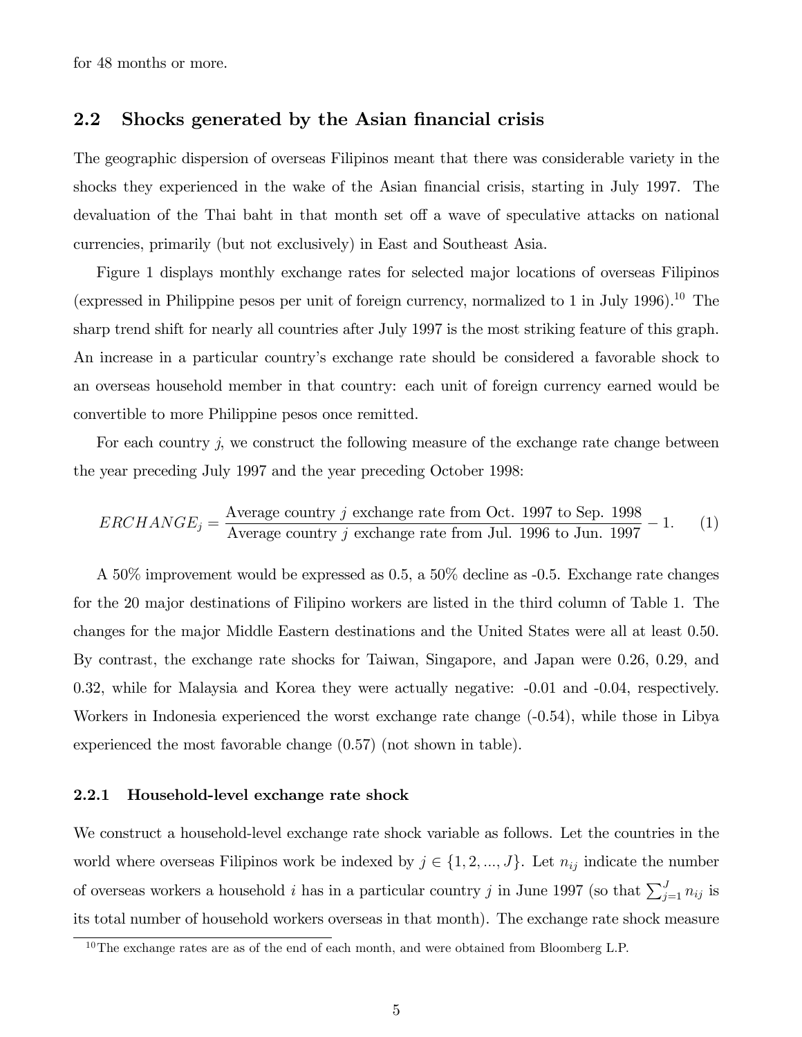for 48 months or more.

## 2.2 Shocks generated by the Asian financial crisis

The geographic dispersion of overseas Filipinos meant that there was considerable variety in the shocks they experienced in the wake of the Asian financial crisis, starting in July 1997. The devaluation of the Thai baht in that month set off a wave of speculative attacks on national currencies, primarily (but not exclusively) in East and Southeast Asia.

Figure 1 displays monthly exchange rates for selected major locations of overseas Filipinos (expressed in Philippine pesos per unit of foreign currency, normalized to 1 in July 1996).[10] The sharp trend shift for nearly all countries after July 1997 is the most striking feature of this graph. An increase in a particular country's exchange rate should be considered a favorable shock to an overseas household member in that country: each unit of foreign currency earned would be convertible to more Philippine pesos once remitted.

For each country $j$, we construct the following measure of the exchange rate change between the year preceding July 1997 and the year preceding October 1998:

$$ERCHANGE_j = \frac{\text{Average country } j \text{ exchange rate from Oct. 1997 to Sep. 1998}}{\text{Average country } j \text{ exchange rate from Jul. 1996 to Jun. 1997}} - 1. \quad (1)$$

A 50% improvement would be expressed as 0.5, a 50% decline as -0.5. Exchange rate changes for the 20 major destinations of Filipino workers are listed in the third column of Table 1. The changes for the major Middle Eastern destinations and the United States were all at least 0.50. By contrast, the exchange rate shocks for Taiwan, Singapore, and Japan were 0.26, 0.29, and 0.32, while for Malaysia and Korea they were actually negative: -0.01 and -0.04, respectively. Workers in Indonesia experienced the worst exchange rate change (-0.54), while those in Libya experienced the most favorable change (0.57) (not shown in table).

### 2.2.1 Household-level exchange rate shock

We construct a household-level exchange rate shock variable as follows. Let the countries in the world where overseas Filipinos work be indexed by $j \in \{1, 2, ..., J\}$. Let $n_{ij}$ indicate the number of overseas workers a household $i$ has in a particular country $j$ in June 1997 (so that $\sum_{j=1}^{J} n_{ij}$ is its total number of household workers overseas in that month). The exchange rate shock measure

[10] The exchange rates are as of the end of each month, and were obtained from Bloomberg L.P.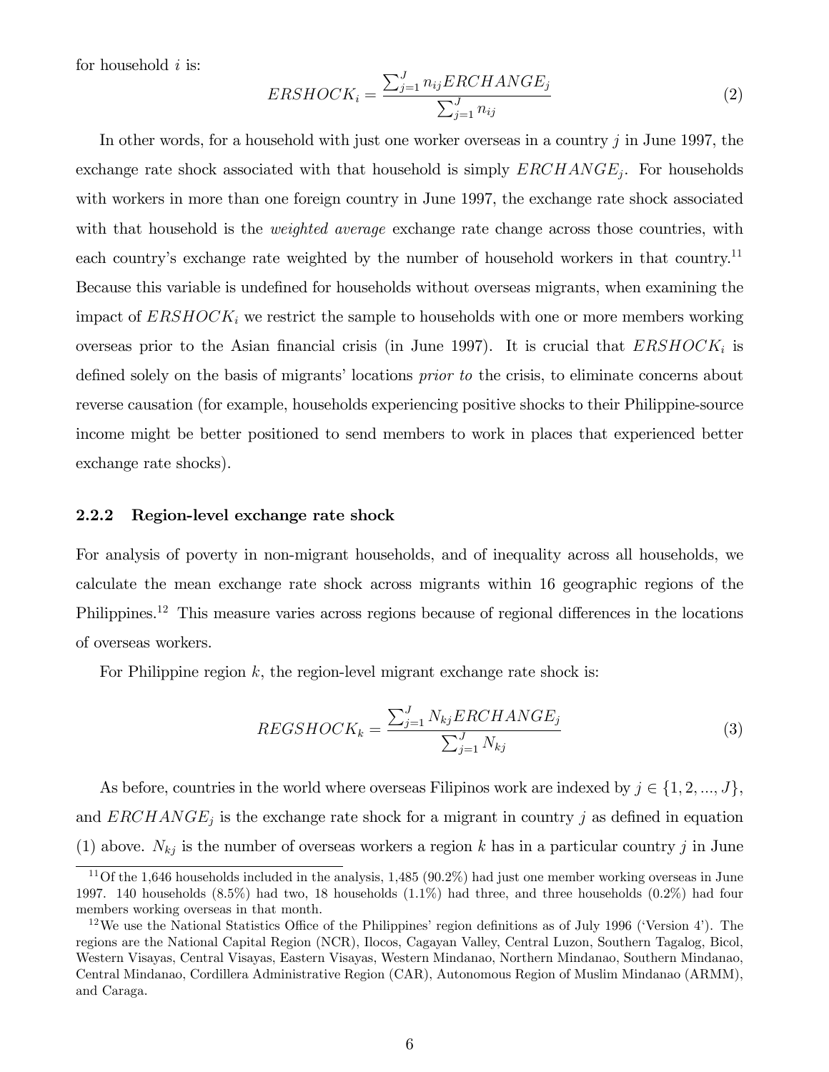for household $i$ is:

$$ERSHOCK_i = \frac{\sum_{j=1}^{J} n_{ij} ERCHANGE_j}{\sum_{j=1}^{J} n_{ij}} \tag{2}$$

In other words, for a household with just one worker overseas in a country $j$ in June 1997, the exchange rate shock associated with that household is simply $ERCHANGE_j$. For households with workers in more than one foreign country in June 1997, the exchange rate shock associated with that household is the *weighted average* exchange rate change across those countries, with each country's exchange rate weighted by the number of household workers in that country.[11] Because this variable is undefined for households without overseas migrants, when examining the impact of $ERSHOCK_i$ we restrict the sample to households with one or more members working overseas prior to the Asian financial crisis (in June 1997). It is crucial that $ERSHOCK_i$ is defined solely on the basis of migrants' locations *prior to* the crisis, to eliminate concerns about reverse causation (for example, households experiencing positive shocks to their Philippine-source income might be better positioned to send members to work in places that experienced better exchange rate shocks).

### 2.2.2 Region-level exchange rate shock

For analysis of poverty in non-migrant households, and of inequality across all households, we calculate the mean exchange rate shock across migrants within 16 geographic regions of the Philippines.[12] This measure varies across regions because of regional differences in the locations of overseas workers.

For Philippine region $k$, the region-level migrant exchange rate shock is:

$$REGSHOCK_k = \frac{\sum_{j=1}^{J} N_{kj} ERCHANGE_j}{\sum_{j=1}^{J} N_{kj}} \tag{3}$$

As before, countries in the world where overseas Filipinos work are indexed by $j \in \{1, 2, ..., J\}$, and $ERCHANGE_j$ is the exchange rate shock for a migrant in country $j$ as defined in equation (1) above. $N_{kj}$ is the number of overseas workers a region $k$ has in a particular country $j$ in June

[11] Of the 1,646 households included in the analysis, 1,485 (90.2%) had just one member working overseas in June 1997. 140 households (8.5%) had two, 18 households (1.1%) had three, and three households (0.2%) had four members working overseas in that month.

[12] We use the National Statistics Office of the Philippines' region definitions as of July 1996 ('Version 4'). The regions are the National Capital Region (NCR), Ilocos, Cagayan Valley, Central Luzon, Southern Tagalog, Bicol, Western Visayas, Central Visayas, Eastern Visayas, Western Mindanao, Northern Mindanao, Southern Mindanao, Central Mindanao, Cordillera Administrative Region (CAR), Autonomous Region of Muslim Mindanao (ARMM), and Caraga.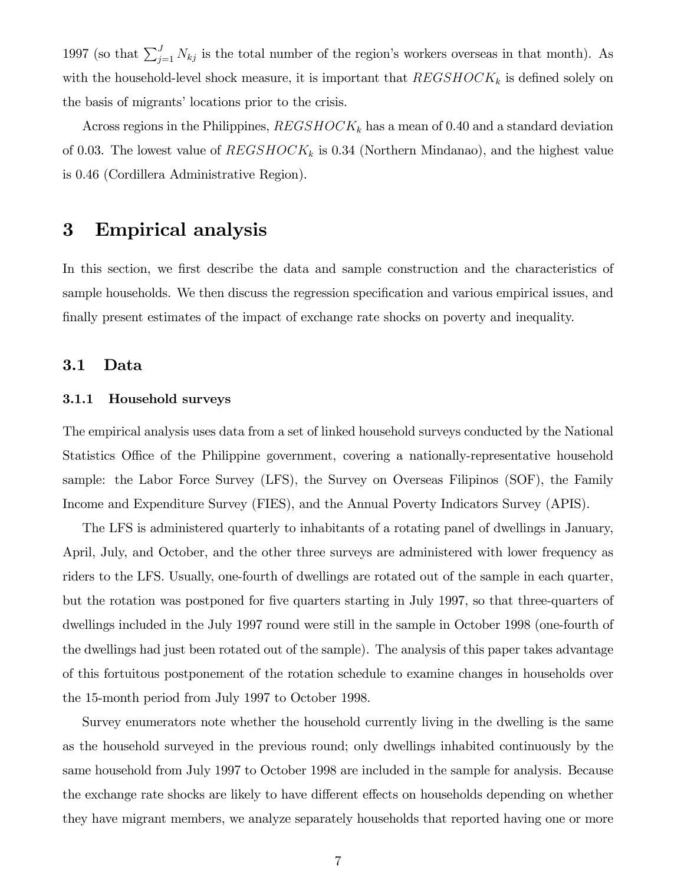1997 (so that $\sum_{j=1}^{J} N_{kj}$ is the total number of the region's workers overseas in that month). As with the household-level shock measure, it is important that $REGSHOCK_k$ is defined solely on the basis of migrants' locations prior to the crisis.

Across regions in the Philippines, $REGSHOCK_k$ has a mean of 0.40 and a standard deviation of 0.03. The lowest value of $REGSHOCK_k$ is 0.34 (Northern Mindanao), and the highest value is 0.46 (Cordillera Administrative Region).

# 3 Empirical analysis

In this section, we first describe the data and sample construction and the characteristics of sample households. We then discuss the regression specification and various empirical issues, and finally present estimates of the impact of exchange rate shocks on poverty and inequality.

## 3.1 Data

### 3.1.1 Household surveys

The empirical analysis uses data from a set of linked household surveys conducted by the National Statistics Office of the Philippine government, covering a nationally-representative household sample: the Labor Force Survey (LFS), the Survey on Overseas Filipinos (SOF), the Family Income and Expenditure Survey (FIES), and the Annual Poverty Indicators Survey (APIS).

The LFS is administered quarterly to inhabitants of a rotating panel of dwellings in January, April, July, and October, and the other three surveys are administered with lower frequency as riders to the LFS. Usually, one-fourth of dwellings are rotated out of the sample in each quarter, but the rotation was postponed for five quarters starting in July 1997, so that three-quarters of dwellings included in the July 1997 round were still in the sample in October 1998 (one-fourth of the dwellings had just been rotated out of the sample). The analysis of this paper takes advantage of this fortuitous postponement of the rotation schedule to examine changes in households over the 15-month period from July 1997 to October 1998.

Survey enumerators note whether the household currently living in the dwelling is the same as the household surveyed in the previous round; only dwellings inhabited continuously by the same household from July 1997 to October 1998 are included in the sample for analysis. Because the exchange rate shocks are likely to have different effects on households depending on whether they have migrant members, we analyze separately households that reported having one or more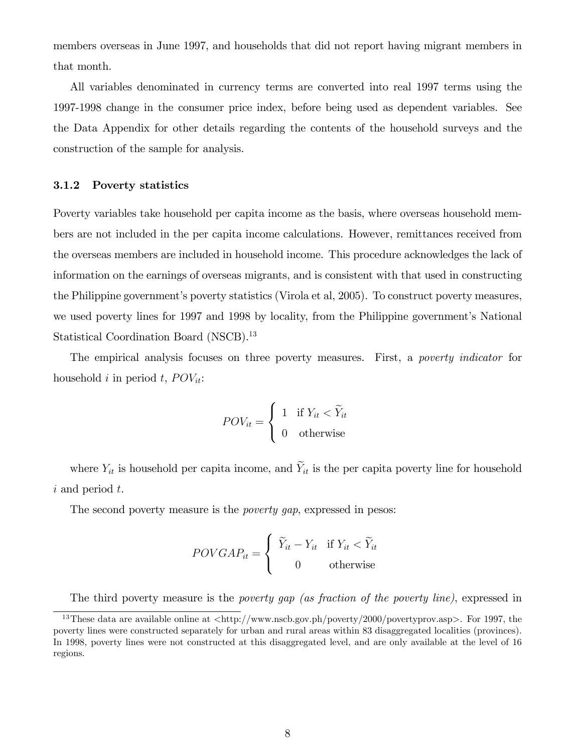members overseas in June 1997, and households that did not report having migrant members in that month.

All variables denominated in currency terms are converted into real 1997 terms using the 1997-1998 change in the consumer price index, before being used as dependent variables. See the Data Appendix for other details regarding the contents of the household surveys and the construction of the sample for analysis.

### 3.1.2 Poverty statistics

Poverty variables take household per capita income as the basis, where overseas household members are not included in the per capita income calculations. However, remittances received from the overseas members are included in household income. This procedure acknowledges the lack of information on the earnings of overseas migrants, and is consistent with that used in constructing the Philippine government's poverty statistics (Virola et al, 2005). To construct poverty measures, we used poverty lines for 1997 and 1998 by locality, from the Philippine government's National Statistical Coordination Board (NSCB).[13]

The empirical analysis focuses on three poverty measures. First, a *poverty indicator* for household $i$ in period $t$, $POV_{it}$:

$$POV_{it} = \begin{cases} 1 & \text{if } Y_{it} < \widetilde{Y}_{it} \\ 0 & \text{otherwise} \end{cases}$$

where $Y_{it}$ is household per capita income, and $\widetilde{Y}_{it}$ is the per capita poverty line for household $i$ and period $t$.

The second poverty measure is the *poverty gap*, expressed in pesos:

$$POVGAP_{it} = \begin{cases} \widetilde{Y}_{it} - Y_{it} & \text{if } Y_{it} < \widetilde{Y}_{it} \\ 0 & \text{otherwise} \end{cases}$$

The third poverty measure is the *poverty gap (as fraction of the poverty line)*, expressed in

[13] These data are available online at <http://www.nscb.gov.ph/poverty/2000/povertyprov.asp>. For 1997, the poverty lines were constructed separately for urban and rural areas within 83 disaggregated localities (provinces). In 1998, poverty lines were not constructed at this disaggregated level, and are only available at the level of 16 regions.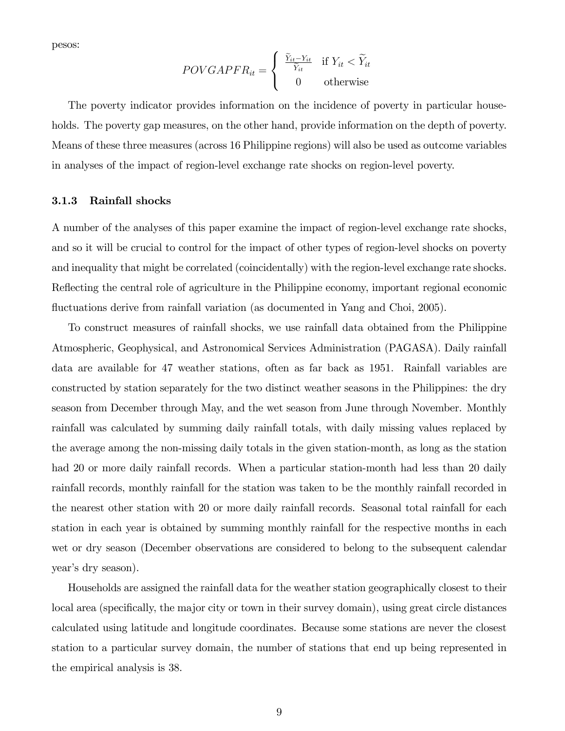pesos:

$$POVGAPFR_{it} = \begin{cases} \frac{\widetilde{Y}_{it} - Y_{it}}{\widetilde{Y}_{it}} & \text{if } Y_{it} < \widetilde{Y}_{it} \\ 0 & \text{otherwise} \end{cases}$$

The poverty indicator provides information on the incidence of poverty in particular households. The poverty gap measures, on the other hand, provide information on the depth of poverty. Means of these three measures (across 16 Philippine regions) will also be used as outcome variables in analyses of the impact of region-level exchange rate shocks on region-level poverty.

### 3.1.3 Rainfall shocks

A number of the analyses of this paper examine the impact of region-level exchange rate shocks, and so it will be crucial to control for the impact of other types of region-level shocks on poverty and inequality that might be correlated (coincidentally) with the region-level exchange rate shocks. Reflecting the central role of agriculture in the Philippine economy, important regional economic fluctuations derive from rainfall variation (as documented in Yang and Choi, 2005).

To construct measures of rainfall shocks, we use rainfall data obtained from the Philippine Atmospheric, Geophysical, and Astronomical Services Administration (PAGASA). Daily rainfall data are available for 47 weather stations, often as far back as 1951. Rainfall variables are constructed by station separately for the two distinct weather seasons in the Philippines: the dry season from December through May, and the wet season from June through November. Monthly rainfall was calculated by summing daily rainfall totals, with daily missing values replaced by the average among the non-missing daily totals in the given station-month, as long as the station had 20 or more daily rainfall records. When a particular station-month had less than 20 daily rainfall records, monthly rainfall for the station was taken to be the monthly rainfall recorded in the nearest other station with 20 or more daily rainfall records. Seasonal total rainfall for each station in each year is obtained by summing monthly rainfall for the respective months in each wet or dry season (December observations are considered to belong to the subsequent calendar year's dry season).

Households are assigned the rainfall data for the weather station geographically closest to their local area (specifically, the major city or town in their survey domain), using great circle distances calculated using latitude and longitude coordinates. Because some stations are never the closest station to a particular survey domain, the number of stations that end up being represented in the empirical analysis is 38.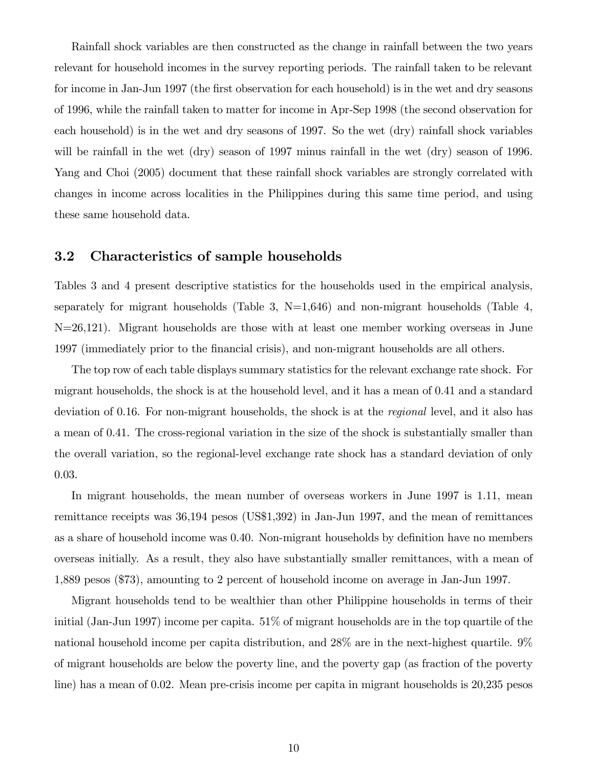Rainfall shock variables are then constructed as the change in rainfall between the two years relevant for household incomes in the survey reporting periods. The rainfall taken to be relevant for income in Jan-Jun 1997 (the first observation for each household) is in the wet and dry seasons of 1996, while the rainfall taken to matter for income in Apr-Sep 1998 (the second observation for each household) is in the wet and dry seasons of 1997. So the wet (dry) rainfall shock variables will be rainfall in the wet (dry) season of 1997 minus rainfall in the wet (dry) season of 1996. Yang and Choi (2005) document that these rainfall shock variables are strongly correlated with changes in income across localities in the Philippines during this same time period, and using these same household data.

## 3.2 Characteristics of sample households

Tables 3 and 4 present descriptive statistics for the households used in the empirical analysis, separately for migrant households (Table 3, N=1,646) and non-migrant households (Table 4, N=26,121). Migrant households are those with at least one member working overseas in June 1997 (immediately prior to the financial crisis), and non-migrant households are all others.

The top row of each table displays summary statistics for the relevant exchange rate shock. For migrant households, the shock is at the household level, and it has a mean of 0.41 and a standard deviation of 0.16. For non-migrant households, the shock is at the *regional* level, and it also has a mean of 0.41. The cross-regional variation in the size of the shock is substantially smaller than the overall variation, so the regional-level exchange rate shock has a standard deviation of only 0.03.

In migrant households, the mean number of overseas workers in June 1997 is 1.11, mean remittance receipts was 36,194 pesos (US$1,392) in Jan-Jun 1997, and the mean of remittances as a share of household income was 0.40. Non-migrant households by definition have no members overseas initially. As a result, they also have substantially smaller remittances, with a mean of 1,889 pesos ($73), amounting to 2 percent of household income on average in Jan-Jun 1997.

Migrant households tend to be wealthier than other Philippine households in terms of their initial (Jan-Jun 1997) income per capita. 51% of migrant households are in the top quartile of the national household income per capita distribution, and 28% are in the next-highest quartile. 9% of migrant households are below the poverty line, and the poverty gap (as fraction of the poverty line) has a mean of 0.02. Mean pre-crisis income per capita in migrant households is 20,235 pesos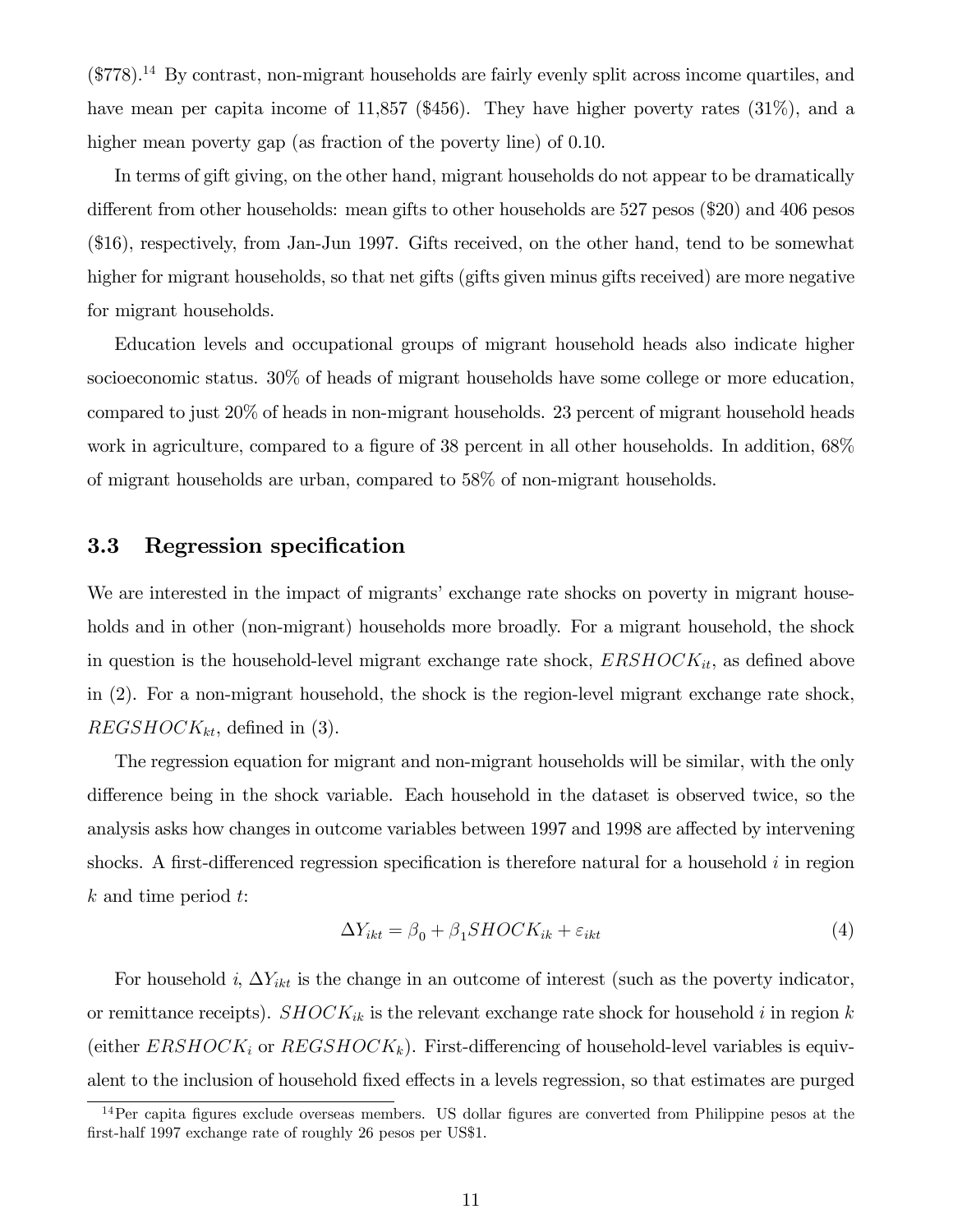(\$778).[14] By contrast, non-migrant households are fairly evenly split across income quartiles, and have mean per capita income of 11,857 (\$456). They have higher poverty rates (31%), and a higher mean poverty gap (as fraction of the poverty line) of 0.10.

In terms of gift giving, on the other hand, migrant households do not appear to be dramatically different from other households: mean gifts to other households are 527 pesos (\$20) and 406 pesos (\$16), respectively, from Jan-Jun 1997. Gifts received, on the other hand, tend to be somewhat higher for migrant households, so that net gifts (gifts given minus gifts received) are more negative for migrant households.

Education levels and occupational groups of migrant household heads also indicate higher socioeconomic status. 30% of heads of migrant households have some college or more education, compared to just 20% of heads in non-migrant households. 23 percent of migrant household heads work in agriculture, compared to a figure of 38 percent in all other households. In addition, 68% of migrant households are urban, compared to 58% of non-migrant households.

### 3.3 Regression specification

We are interested in the impact of migrants' exchange rate shocks on poverty in migrant households and in other (non-migrant) households more broadly. For a migrant household, the shock in question is the household-level migrant exchange rate shock, $ERSHOCK_{it}$, as defined above in (2). For a non-migrant household, the shock is the region-level migrant exchange rate shock, $REGSHOCK_{kt}$, defined in (3).

The regression equation for migrant and non-migrant households will be similar, with the only difference being in the shock variable. Each household in the dataset is observed twice, so the analysis asks how changes in outcome variables between 1997 and 1998 are affected by intervening shocks. A first-differenced regression specification is therefore natural for a household $i$ in region $k$ and time period $t$:

$$\Delta Y_{ikt} = \beta_0 + \beta_1 SHOCK_{ik} + \varepsilon_{ikt} \tag{4}$$

For household $i$, $\Delta Y_{ikt}$ is the change in an outcome of interest (such as the poverty indicator, or remittance receipts). $SHOCK_{ik}$ is the relevant exchange rate shock for household $i$ in region $k$ (either $ERSHOCK_i$ or $REGSHOCK_k$). First-differencing of household-level variables is equivalent to the inclusion of household fixed effects in a levels regression, so that estimates are purged

[14] Per capita figures exclude overseas members. US dollar figures are converted from Philippine pesos at the first-half 1997 exchange rate of roughly 26 pesos per US\$1.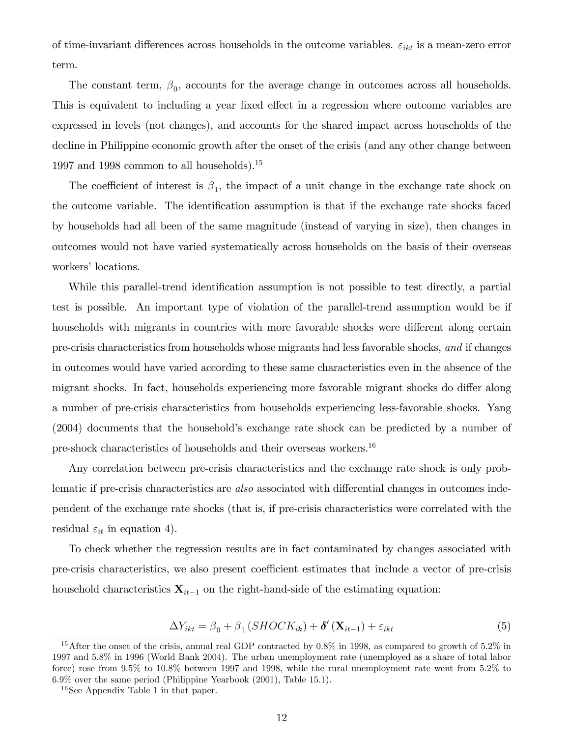of time-invariant differences across households in the outcome variables. $\varepsilon_{ikt}$ is a mean-zero error term.

The constant term, $\beta_0$, accounts for the average change in outcomes across all households. This is equivalent to including a year fixed effect in a regression where outcome variables are expressed in levels (not changes), and accounts for the shared impact across households of the decline in Philippine economic growth after the onset of the crisis (and any other change between 1997 and 1998 common to all households).[15]

The coefficient of interest is $\beta_1$, the impact of a unit change in the exchange rate shock on the outcome variable. The identification assumption is that if the exchange rate shocks faced by households had all been of the same magnitude (instead of varying in size), then changes in outcomes would not have varied systematically across households on the basis of their overseas workers' locations.

While this parallel-trend identification assumption is not possible to test directly, a partial test is possible. An important type of violation of the parallel-trend assumption would be if households with migrants in countries with more favorable shocks were different along certain pre-crisis characteristics from households whose migrants had less favorable shocks, *and* if changes in outcomes would have varied according to these same characteristics even in the absence of the migrant shocks. In fact, households experiencing more favorable migrant shocks do differ along a number of pre-crisis characteristics from households experiencing less-favorable shocks. Yang (2004) documents that the household's exchange rate shock can be predicted by a number of pre-shock characteristics of households and their overseas workers.[16]

Any correlation between pre-crisis characteristics and the exchange rate shock is only problematic if pre-crisis characteristics are *also* associated with differential changes in outcomes independent of the exchange rate shocks (that is, if pre-crisis characteristics were correlated with the residual $\varepsilon_{it}$ in equation 4).

To check whether the regression results are in fact contaminated by changes associated with pre-crisis characteristics, we also present coefficient estimates that include a vector of pre-crisis household characteristics $\mathbf{X}_{it-1}$ on the right-hand-side of the estimating equation:

$$\Delta Y_{ikt} = \beta_0 + \beta_1 (SHOCK_{ik}) + \boldsymbol{\delta}' (\mathbf{X}_{it-1}) + \varepsilon_{ikt} \tag{5}$$

[15] After the onset of the crisis, annual real GDP contracted by 0.8% in 1998, as compared to growth of 5.2% in 1997 and 5.8% in 1996 (World Bank 2004). The urban unemployment rate (unemployed as a share of total labor force) rose from 9.5% to 10.8% between 1997 and 1998, while the rural unemployment rate went from 5.2% to 6.9% over the same period (Philippine Yearbook (2001), Table 15.1).

[16] See Appendix Table 1 in that paper.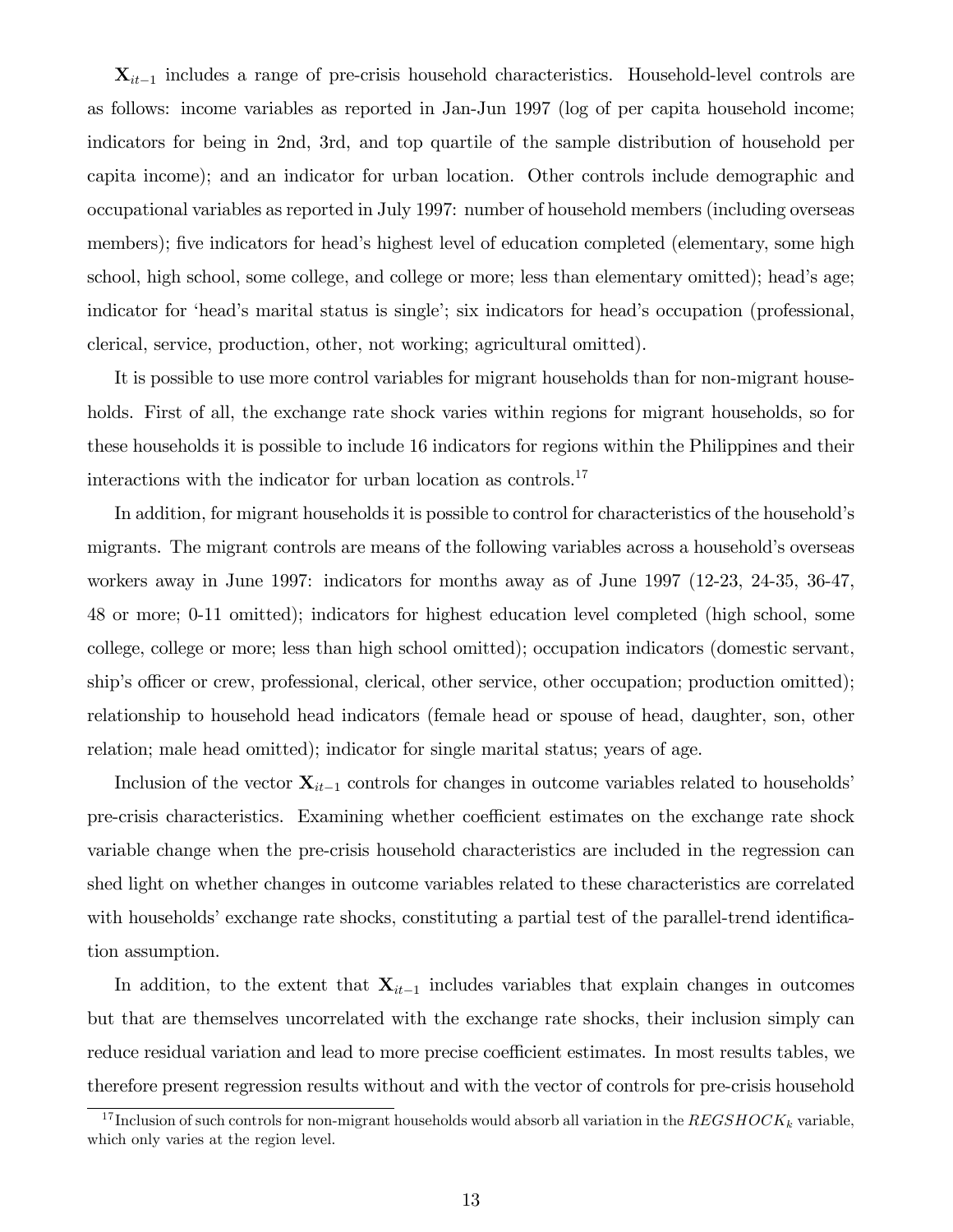$\mathbf{X}_{it-1}$ includes a range of pre-crisis household characteristics. Household-level controls are as follows: income variables as reported in Jan-Jun 1997 (log of per capita household income; indicators for being in 2nd, 3rd, and top quartile of the sample distribution of household per capita income); and an indicator for urban location. Other controls include demographic and occupational variables as reported in July 1997: number of household members (including overseas members); five indicators for head's highest level of education completed (elementary, some high school, high school, some college, and college or more; less than elementary omitted); head's age; indicator for 'head's marital status is single'; six indicators for head's occupation (professional, clerical, service, production, other, not working; agricultural omitted).

It is possible to use more control variables for migrant households than for non-migrant households. First of all, the exchange rate shock varies within regions for migrant households, so for these households it is possible to include 16 indicators for regions within the Philippines and their interactions with the indicator for urban location as controls.[17]

In addition, for migrant households it is possible to control for characteristics of the household's migrants. The migrant controls are means of the following variables across a household's overseas workers away in June 1997: indicators for months away as of June 1997 (12-23, 24-35, 36-47, 48 or more; 0-11 omitted); indicators for highest education level completed (high school, some college, college or more; less than high school omitted); occupation indicators (domestic servant, ship's officer or crew, professional, clerical, other service, other occupation; production omitted); relationship to household head indicators (female head or spouse of head, daughter, son, other relation; male head omitted); indicator for single marital status; years of age.

Inclusion of the vector $\mathbf{X}_{it-1}$ controls for changes in outcome variables related to households' pre-crisis characteristics. Examining whether coefficient estimates on the exchange rate shock variable change when the pre-crisis household characteristics are included in the regression can shed light on whether changes in outcome variables related to these characteristics are correlated with households' exchange rate shocks, constituting a partial test of the parallel-trend identification assumption.

In addition, to the extent that $\mathbf{X}_{it-1}$ includes variables that explain changes in outcomes but that are themselves uncorrelated with the exchange rate shocks, their inclusion simply can reduce residual variation and lead to more precise coefficient estimates. In most results tables, we therefore present regression results without and with the vector of controls for pre-crisis household

[17] Inclusion of such controls for non-migrant households would absorb all variation in the $REGSHOCK_k$ variable, which only varies at the region level.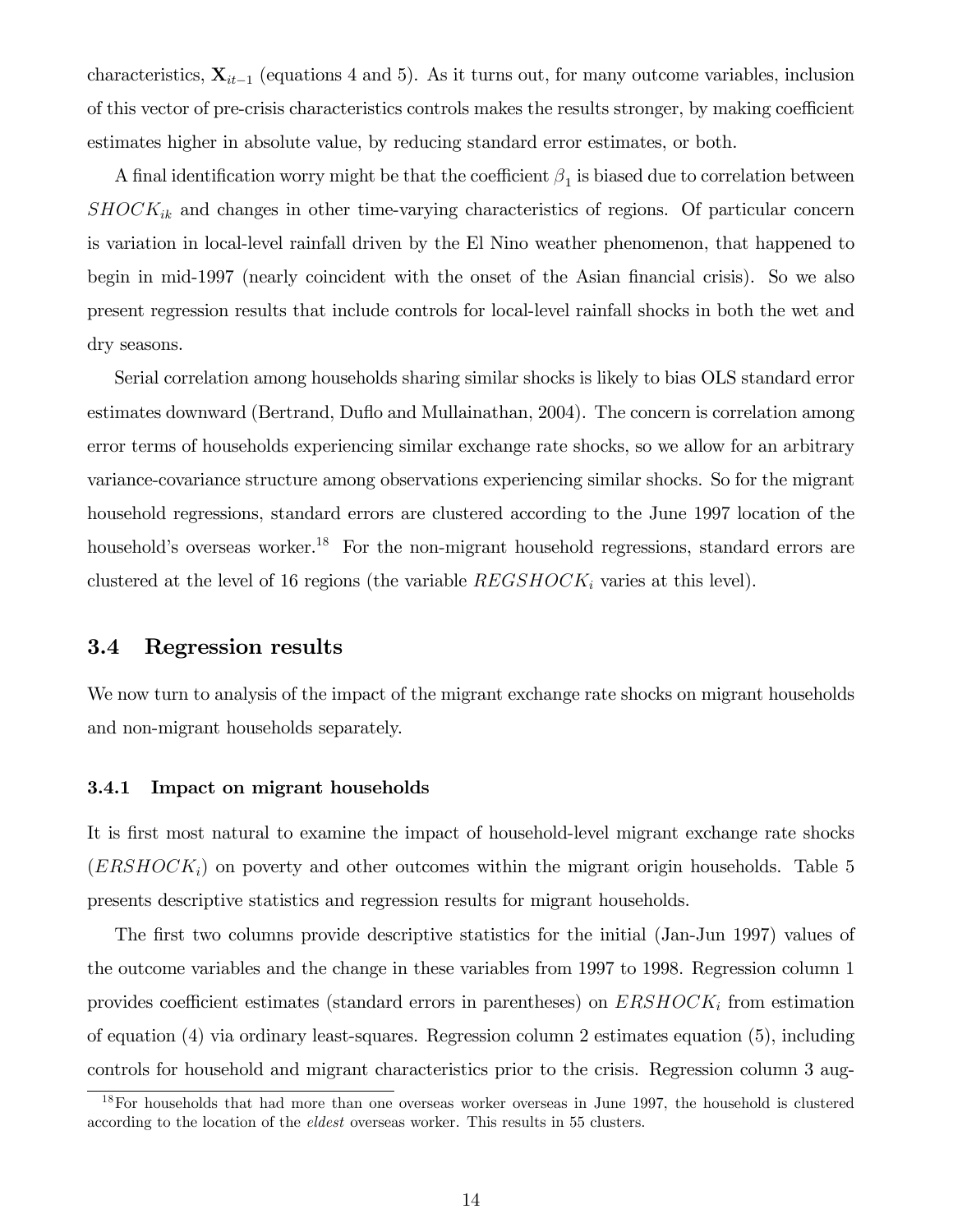characteristics, $\mathbf{X}_{it-1}$ (equations 4 and 5). As it turns out, for many outcome variables, inclusion of this vector of pre-crisis characteristics controls makes the results stronger, by making coefficient estimates higher in absolute value, by reducing standard error estimates, or both.

A final identification worry might be that the coefficient $\beta_1$ is biased due to correlation between $SHOCK_{ik}$ and changes in other time-varying characteristics of regions. Of particular concern is variation in local-level rainfall driven by the El Nino weather phenomenon, that happened to begin in mid-1997 (nearly coincident with the onset of the Asian financial crisis). So we also present regression results that include controls for local-level rainfall shocks in both the wet and dry seasons.

Serial correlation among households sharing similar shocks is likely to bias OLS standard error estimates downward (Bertrand, Duflo and Mullainathan, 2004). The concern is correlation among error terms of households experiencing similar exchange rate shocks, so we allow for an arbitrary variance-covariance structure among observations experiencing similar shocks. So for the migrant household regressions, standard errors are clustered according to the June 1997 location of the household's overseas worker.[18] For the non-migrant household regressions, standard errors are clustered at the level of 16 regions (the variable $REGSHOCK_i$ varies at this level).

### 3.4 Regression results

We now turn to analysis of the impact of the migrant exchange rate shocks on migrant households and non-migrant households separately.

#### 3.4.1 Impact on migrant households

It is first most natural to examine the impact of household-level migrant exchange rate shocks ($ERSHOCK_i$) on poverty and other outcomes within the migrant origin households. Table 5 presents descriptive statistics and regression results for migrant households.

The first two columns provide descriptive statistics for the initial (Jan-Jun 1997) values of the outcome variables and the change in these variables from 1997 to 1998. Regression column 1 provides coefficient estimates (standard errors in parentheses) on $ERSHOCK_i$ from estimation of equation (4) via ordinary least-squares. Regression column 2 estimates equation (5), including controls for household and migrant characteristics prior to the crisis. Regression column 3 aug-

[18] For households that had more than one overseas worker overseas in June 1997, the household is clustered according to the location of the *eldest* overseas worker. This results in 55 clusters.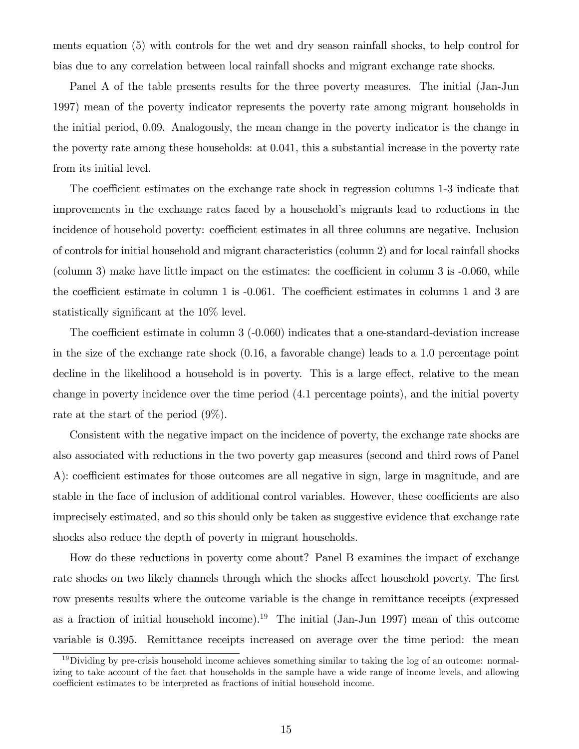ments equation (5) with controls for the wet and dry season rainfall shocks, to help control for bias due to any correlation between local rainfall shocks and migrant exchange rate shocks.

Panel A of the table presents results for the three poverty measures. The initial (Jan-Jun 1997) mean of the poverty indicator represents the poverty rate among migrant households in the initial period, 0.09. Analogously, the mean change in the poverty indicator is the change in the poverty rate among these households: at 0.041, this a substantial increase in the poverty rate from its initial level.

The coefficient estimates on the exchange rate shock in regression columns 1-3 indicate that improvements in the exchange rates faced by a household's migrants lead to reductions in the incidence of household poverty: coefficient estimates in all three columns are negative. Inclusion of controls for initial household and migrant characteristics (column 2) and for local rainfall shocks (column 3) make have little impact on the estimates: the coefficient in column 3 is -0.060, while the coefficient estimate in column 1 is -0.061. The coefficient estimates in columns 1 and 3 are statistically significant at the 10% level.

The coefficient estimate in column 3 (-0.060) indicates that a one-standard-deviation increase in the size of the exchange rate shock (0.16, a favorable change) leads to a 1.0 percentage point decline in the likelihood a household is in poverty. This is a large effect, relative to the mean change in poverty incidence over the time period (4.1 percentage points), and the initial poverty rate at the start of the period (9%).

Consistent with the negative impact on the incidence of poverty, the exchange rate shocks are also associated with reductions in the two poverty gap measures (second and third rows of Panel A): coefficient estimates for those outcomes are all negative in sign, large in magnitude, and are stable in the face of inclusion of additional control variables. However, these coefficients are also imprecisely estimated, and so this should only be taken as suggestive evidence that exchange rate shocks also reduce the depth of poverty in migrant households.

How do these reductions in poverty come about? Panel B examines the impact of exchange rate shocks on two likely channels through which the shocks affect household poverty. The first row presents results where the outcome variable is the change in remittance receipts (expressed as a fraction of initial household income).[19] The initial (Jan-Jun 1997) mean of this outcome variable is 0.395. Remittance receipts increased on average over the time period: the mean

[19] Dividing by pre-crisis household income achieves something similar to taking the log of an outcome: normalizing to take account of the fact that households in the sample have a wide range of income levels, and allowing coefficient estimates to be interpreted as fractions of initial household income.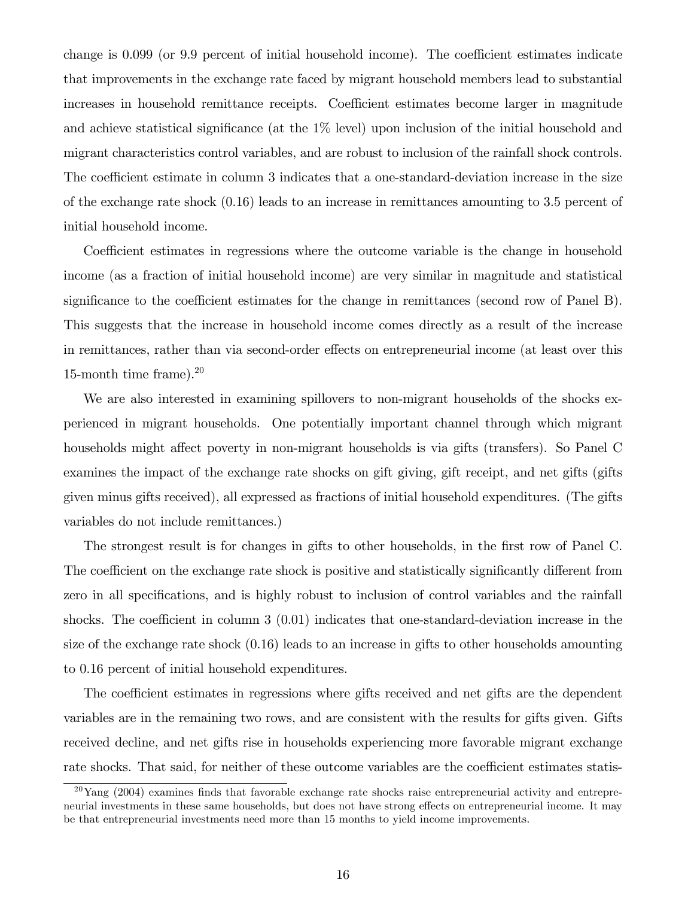change is 0.099 (or 9.9 percent of initial household income). The coefficient estimates indicate that improvements in the exchange rate faced by migrant household members lead to substantial increases in household remittance receipts. Coefficient estimates become larger in magnitude and achieve statistical significance (at the 1% level) upon inclusion of the initial household and migrant characteristics control variables, and are robust to inclusion of the rainfall shock controls. The coefficient estimate in column 3 indicates that a one-standard-deviation increase in the size of the exchange rate shock (0.16) leads to an increase in remittances amounting to 3.5 percent of initial household income.

Coefficient estimates in regressions where the outcome variable is the change in household income (as a fraction of initial household income) are very similar in magnitude and statistical significance to the coefficient estimates for the change in remittances (second row of Panel B). This suggests that the increase in household income comes directly as a result of the increase in remittances, rather than via second-order effects on entrepreneurial income (at least over this 15-month time frame).[20]

We are also interested in examining spillovers to non-migrant households of the shocks experienced in migrant households. One potentially important channel through which migrant households might affect poverty in non-migrant households is via gifts (transfers). So Panel C examines the impact of the exchange rate shocks on gift giving, gift receipt, and net gifts (gifts given minus gifts received), all expressed as fractions of initial household expenditures. (The gifts variables do not include remittances.)

The strongest result is for changes in gifts to other households, in the first row of Panel C. The coefficient on the exchange rate shock is positive and statistically significantly different from zero in all specifications, and is highly robust to inclusion of control variables and the rainfall shocks. The coefficient in column 3 (0.01) indicates that one-standard-deviation increase in the size of the exchange rate shock (0.16) leads to an increase in gifts to other households amounting to 0.16 percent of initial household expenditures.

The coefficient estimates in regressions where gifts received and net gifts are the dependent variables are in the remaining two rows, and are consistent with the results for gifts given. Gifts received decline, and net gifts rise in households experiencing more favorable migrant exchange rate shocks. That said, for neither of these outcome variables are the coefficient estimates statis-

[20] Yang (2004) examines finds that favorable exchange rate shocks raise entrepreneurial activity and entrepreneurial investments in these same households, but does not have strong effects on entrepreneurial income. It may be that entrepreneurial investments need more than 15 months to yield income improvements.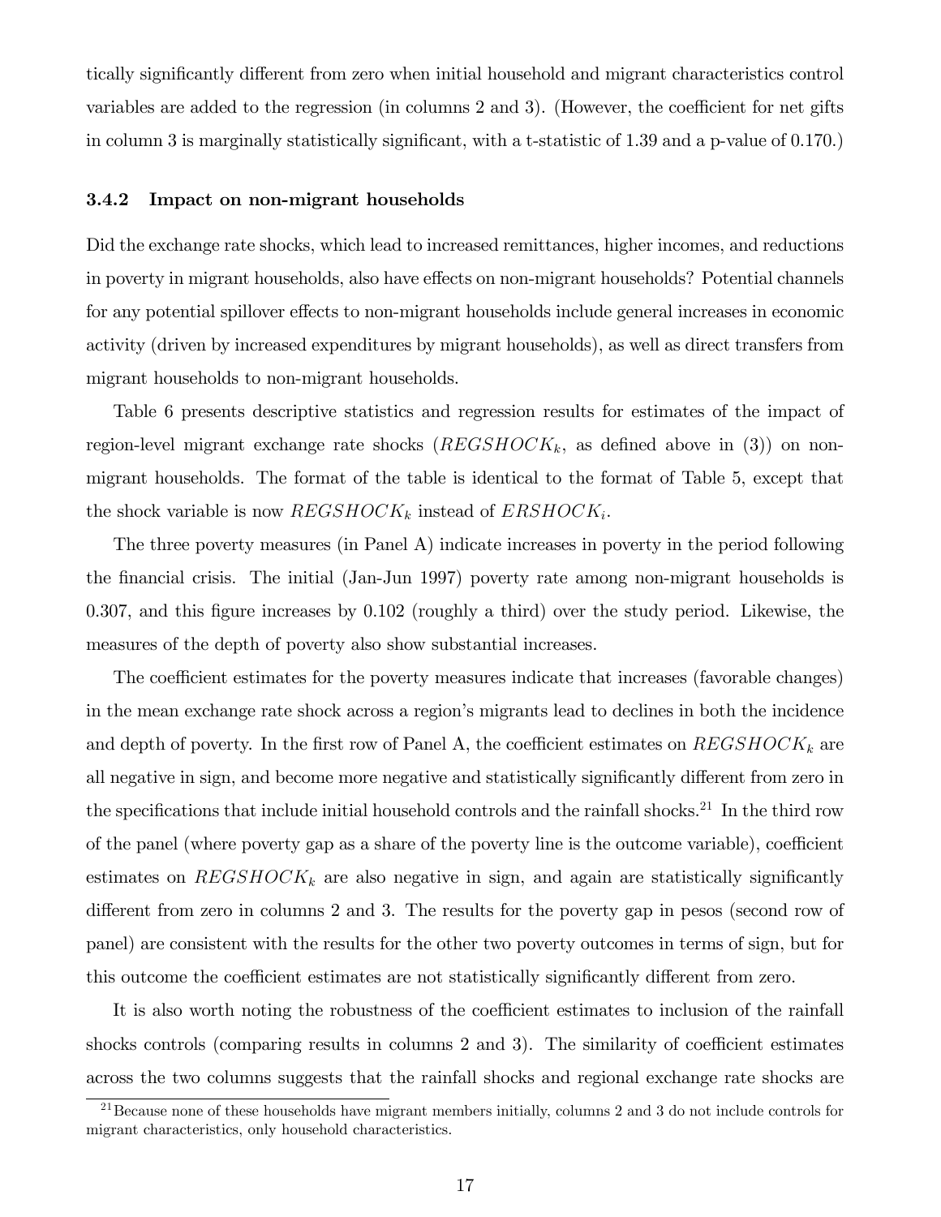tically significantly different from zero when initial household and migrant characteristics control variables are added to the regression (in columns 2 and 3). (However, the coefficient for net gifts in column 3 is marginally statistically significant, with a t-statistic of 1.39 and a p-value of 0.170.)

### 3.4.2 Impact on non-migrant households

Did the exchange rate shocks, which lead to increased remittances, higher incomes, and reductions in poverty in migrant households, also have effects on non-migrant households? Potential channels for any potential spillover effects to non-migrant households include general increases in economic activity (driven by increased expenditures by migrant households), as well as direct transfers from migrant households to non-migrant households.

Table 6 presents descriptive statistics and regression results for estimates of the impact of region-level migrant exchange rate shocks ($REGSHOCK_k$, as defined above in (3)) on non-migrant households. The format of the table is identical to the format of Table 5, except that the shock variable is now $REGSHOCK_k$ instead of $ERSHOCK_i$.

The three poverty measures (in Panel A) indicate increases in poverty in the period following the financial crisis. The initial (Jan-Jun 1997) poverty rate among non-migrant households is 0.307, and this figure increases by 0.102 (roughly a third) over the study period. Likewise, the measures of the depth of poverty also show substantial increases.

The coefficient estimates for the poverty measures indicate that increases (favorable changes) in the mean exchange rate shock across a region's migrants lead to declines in both the incidence and depth of poverty. In the first row of Panel A, the coefficient estimates on $REGSHOCK_k$ are all negative in sign, and become more negative and statistically significantly different from zero in the specifications that include initial household controls and the rainfall shocks.[21] In the third row of the panel (where poverty gap as a share of the poverty line is the outcome variable), coefficient estimates on $REGSHOCK_k$ are also negative in sign, and again are statistically significantly different from zero in columns 2 and 3. The results for the poverty gap in pesos (second row of panel) are consistent with the results for the other two poverty outcomes in terms of sign, but for this outcome the coefficient estimates are not statistically significantly different from zero.

It is also worth noting the robustness of the coefficient estimates to inclusion of the rainfall shocks controls (comparing results in columns 2 and 3). The similarity of coefficient estimates across the two columns suggests that the rainfall shocks and regional exchange rate shocks are

[21] Because none of these households have migrant members initially, columns 2 and 3 do not include controls for migrant characteristics, only household characteristics.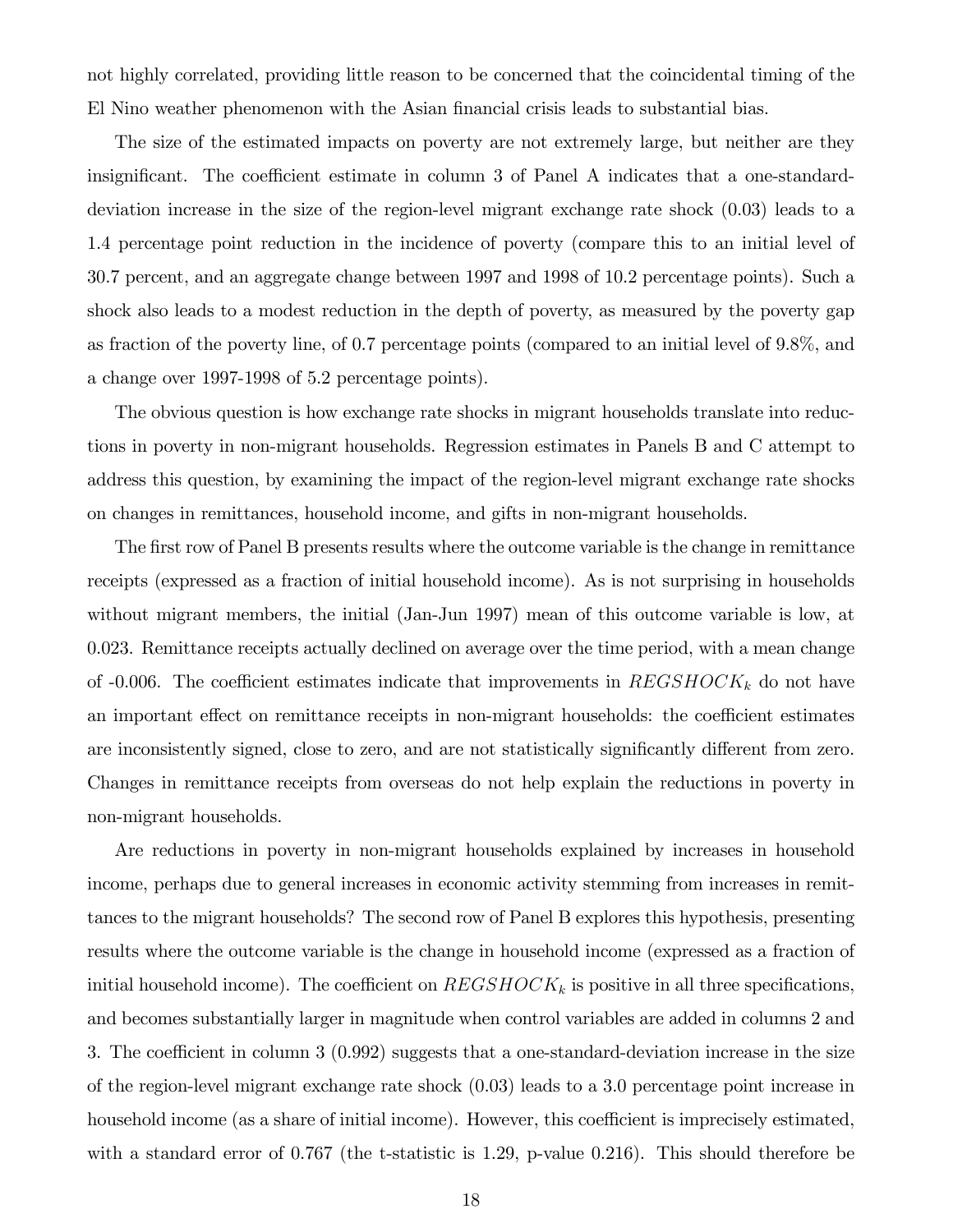not highly correlated, providing little reason to be concerned that the coincidental timing of the El Nino weather phenomenon with the Asian financial crisis leads to substantial bias.

The size of the estimated impacts on poverty are not extremely large, but neither are they insignificant. The coefficient estimate in column 3 of Panel A indicates that a one-standard-deviation increase in the size of the region-level migrant exchange rate shock (0.03) leads to a 1.4 percentage point reduction in the incidence of poverty (compare this to an initial level of 30.7 percent, and an aggregate change between 1997 and 1998 of 10.2 percentage points). Such a shock also leads to a modest reduction in the depth of poverty, as measured by the poverty gap as fraction of the poverty line, of 0.7 percentage points (compared to an initial level of 9.8%, and a change over 1997-1998 of 5.2 percentage points).

The obvious question is how exchange rate shocks in migrant households translate into reductions in poverty in non-migrant households. Regression estimates in Panels B and C attempt to address this question, by examining the impact of the region-level migrant exchange rate shocks on changes in remittances, household income, and gifts in non-migrant households.

The first row of Panel B presents results where the outcome variable is the change in remittance receipts (expressed as a fraction of initial household income). As is not surprising in households without migrant members, the initial (Jan-Jun 1997) mean of this outcome variable is low, at 0.023. Remittance receipts actually declined on average over the time period, with a mean change of -0.006. The coefficient estimates indicate that improvements in $REGSHOCK_k$ do not have an important effect on remittance receipts in non-migrant households: the coefficient estimates are inconsistently signed, close to zero, and are not statistically significantly different from zero. Changes in remittance receipts from overseas do not help explain the reductions in poverty in non-migrant households.

Are reductions in poverty in non-migrant households explained by increases in household income, perhaps due to general increases in economic activity stemming from increases in remittances to the migrant households? The second row of Panel B explores this hypothesis, presenting results where the outcome variable is the change in household income (expressed as a fraction of initial household income). The coefficient on $REGSHOCK_k$ is positive in all three specifications, and becomes substantially larger in magnitude when control variables are added in columns 2 and 3. The coefficient in column 3 (0.992) suggests that a one-standard-deviation increase in the size of the region-level migrant exchange rate shock (0.03) leads to a 3.0 percentage point increase in household income (as a share of initial income). However, this coefficient is imprecisely estimated, with a standard error of 0.767 (the t-statistic is 1.29, p-value 0.216). This should therefore be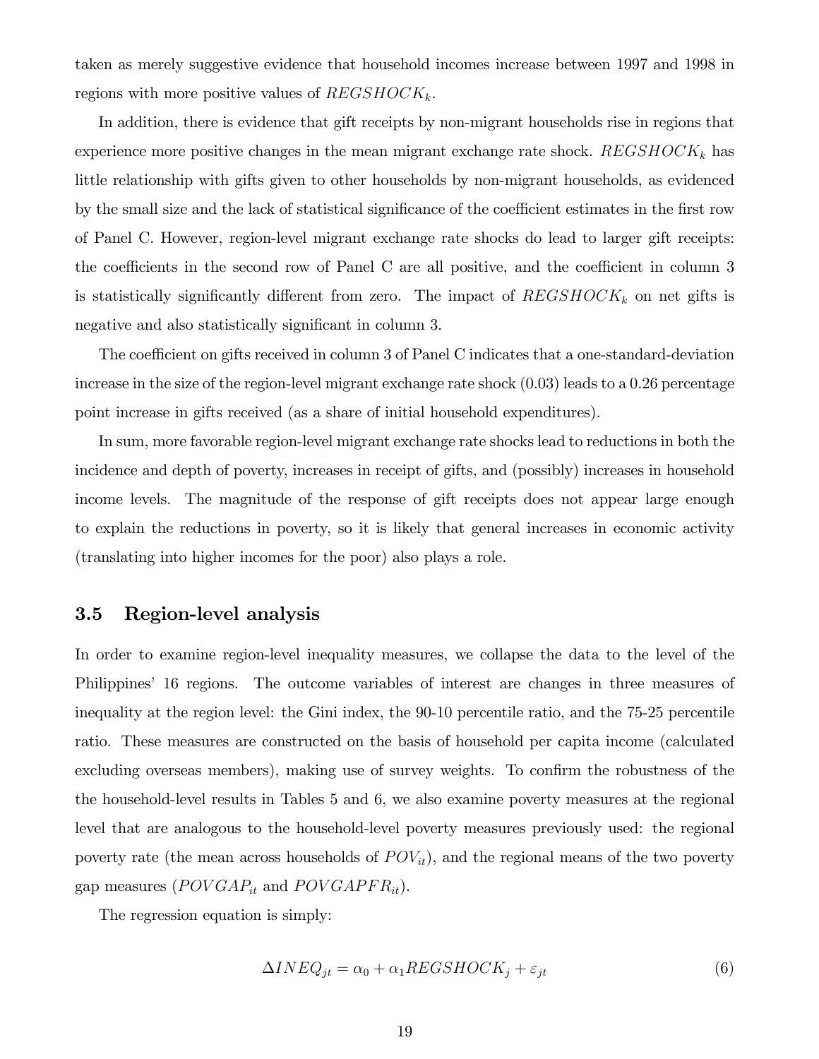taken as merely suggestive evidence that household incomes increase between 1997 and 1998 in regions with more positive values of $REGSHOCK_k$.

In addition, there is evidence that gift receipts by non-migrant households rise in regions that experience more positive changes in the mean migrant exchange rate shock. $REGSHOCK_k$ has little relationship with gifts given to other households by non-migrant households, as evidenced by the small size and the lack of statistical significance of the coefficient estimates in the first row of Panel C. However, region-level migrant exchange rate shocks do lead to larger gift receipts: the coefficients in the second row of Panel C are all positive, and the coefficient in column 3 is statistically significantly different from zero. The impact of $REGSHOCK_k$ on net gifts is negative and also statistically significant in column 3.

The coefficient on gifts received in column 3 of Panel C indicates that a one-standard-deviation increase in the size of the region-level migrant exchange rate shock (0.03) leads to a 0.26 percentage point increase in gifts received (as a share of initial household expenditures).

In sum, more favorable region-level migrant exchange rate shocks lead to reductions in both the incidence and depth of poverty, increases in receipt of gifts, and (possibly) increases in household income levels. The magnitude of the response of gift receipts does not appear large enough to explain the reductions in poverty, so it is likely that general increases in economic activity (translating into higher incomes for the poor) also plays a role.

## 3.5 Region-level analysis

In order to examine region-level inequality measures, we collapse the data to the level of the Philippines' 16 regions. The outcome variables of interest are changes in three measures of inequality at the region level: the Gini index, the 90-10 percentile ratio, and the 75-25 percentile ratio. These measures are constructed on the basis of household per capita income (calculated excluding overseas members), making use of survey weights. To confirm the robustness of the the household-level results in Tables 5 and 6, we also examine poverty measures at the regional level that are analogous to the household-level poverty measures previously used: the regional poverty rate (the mean across households of $POV_{it}$), and the regional means of the two poverty gap measures ($POVGAP_{it}$ and $POVGAPFR_{it}$).

The regression equation is simply:

$$\Delta INEQ_{jt} = \alpha_0 + \alpha_1 REGSHOCK_j + \varepsilon_{jt} \tag{6}$$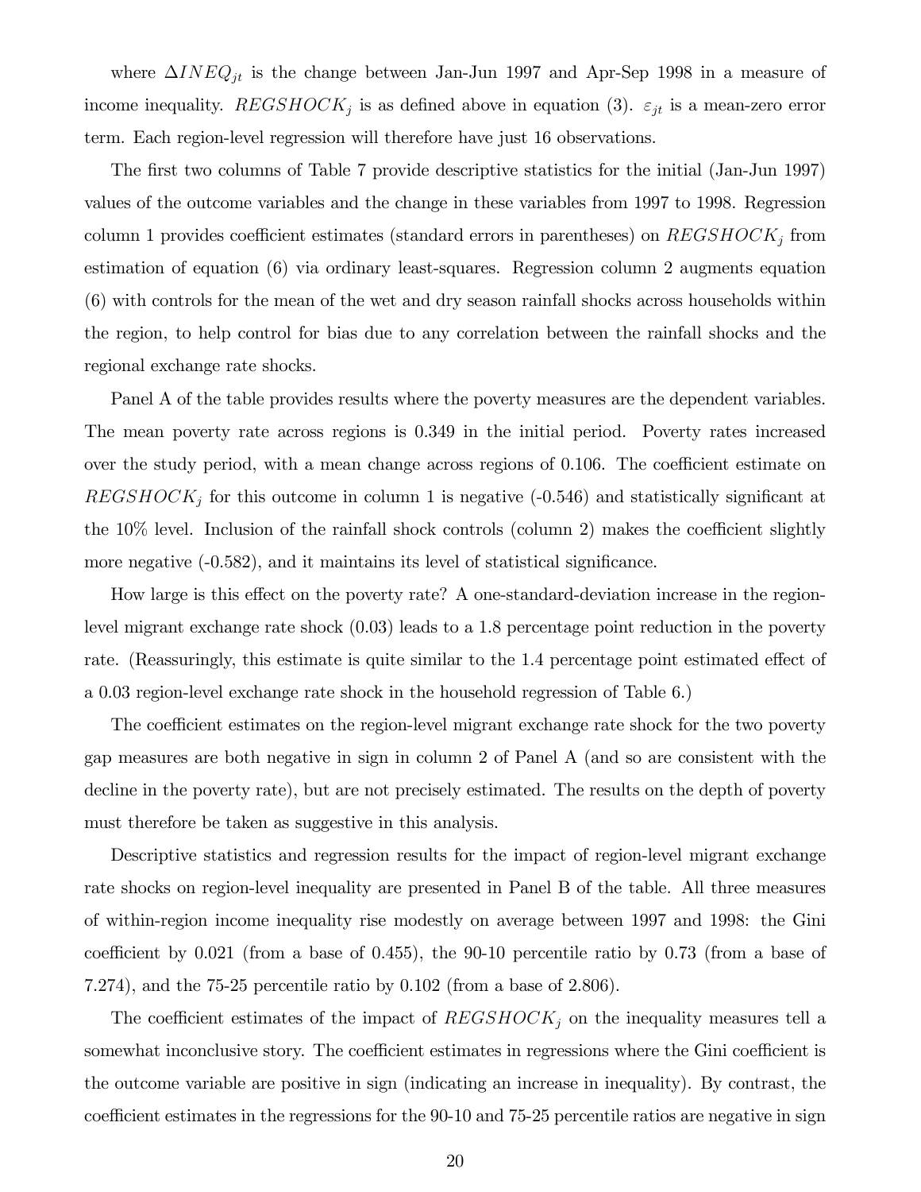where $\Delta INEQ_{jt}$ is the change between Jan-Jun 1997 and Apr-Sep 1998 in a measure of income inequality. $REGSHOCK_j$ is as defined above in equation (3). $\varepsilon_{jt}$ is a mean-zero error term. Each region-level regression will therefore have just 16 observations.

The first two columns of Table 7 provide descriptive statistics for the initial (Jan-Jun 1997) values of the outcome variables and the change in these variables from 1997 to 1998. Regression column 1 provides coefficient estimates (standard errors in parentheses) on $REGSHOCK_j$ from estimation of equation (6) via ordinary least-squares. Regression column 2 augments equation (6) with controls for the mean of the wet and dry season rainfall shocks across households within the region, to help control for bias due to any correlation between the rainfall shocks and the regional exchange rate shocks.

Panel A of the table provides results where the poverty measures are the dependent variables. The mean poverty rate across regions is 0.349 in the initial period. Poverty rates increased over the study period, with a mean change across regions of 0.106. The coefficient estimate on $REGSHOCK_j$ for this outcome in column 1 is negative (-0.546) and statistically significant at the 10% level. Inclusion of the rainfall shock controls (column 2) makes the coefficient slightly more negative (-0.582), and it maintains its level of statistical significance.

How large is this effect on the poverty rate? A one-standard-deviation increase in the region-level migrant exchange rate shock (0.03) leads to a 1.8 percentage point reduction in the poverty rate. (Reassuringly, this estimate is quite similar to the 1.4 percentage point estimated effect of a 0.03 region-level exchange rate shock in the household regression of Table 6.)

The coefficient estimates on the region-level migrant exchange rate shock for the two poverty gap measures are both negative in sign in column 2 of Panel A (and so are consistent with the decline in the poverty rate), but are not precisely estimated. The results on the depth of poverty must therefore be taken as suggestive in this analysis.

Descriptive statistics and regression results for the impact of region-level migrant exchange rate shocks on region-level inequality are presented in Panel B of the table. All three measures of within-region income inequality rise modestly on average between 1997 and 1998: the Gini coefficient by 0.021 (from a base of 0.455), the 90-10 percentile ratio by 0.73 (from a base of 7.274), and the 75-25 percentile ratio by 0.102 (from a base of 2.806).

The coefficient estimates of the impact of $REGSHOCK_j$ on the inequality measures tell a somewhat inconclusive story. The coefficient estimates in regressions where the Gini coefficient is the outcome variable are positive in sign (indicating an increase in inequality). By contrast, the coefficient estimates in the regressions for the 90-10 and 75-25 percentile ratios are negative in sign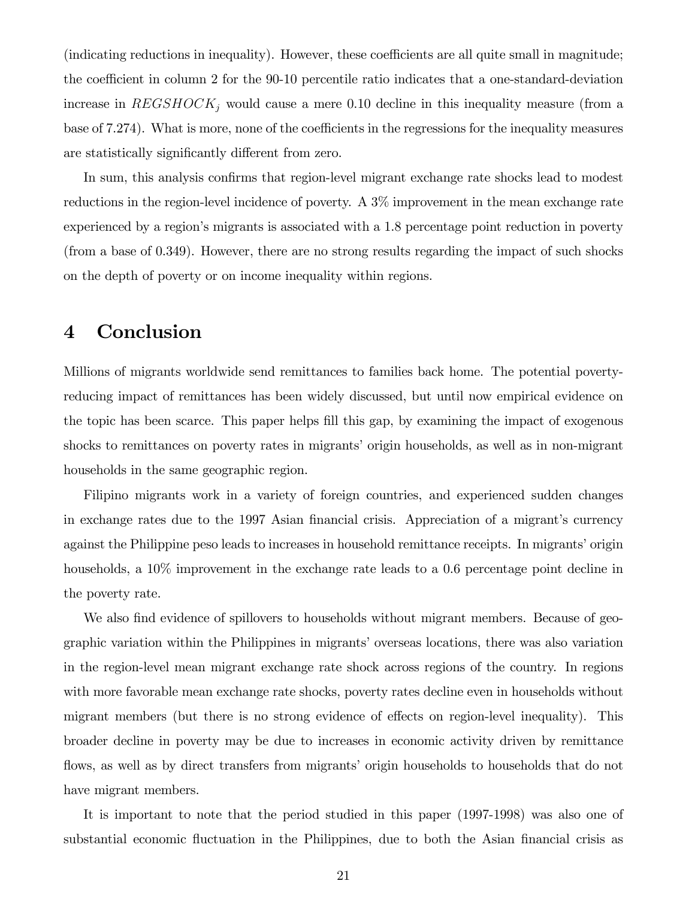(indicating reductions in inequality). However, these coefficients are all quite small in magnitude; the coefficient in column 2 for the 90-10 percentile ratio indicates that a one-standard-deviation increase in $REGSHOCK_j$ would cause a mere 0.10 decline in this inequality measure (from a base of 7.274). What is more, none of the coefficients in the regressions for the inequality measures are statistically significantly different from zero.

In sum, this analysis confirms that region-level migrant exchange rate shocks lead to modest reductions in the region-level incidence of poverty. A 3% improvement in the mean exchange rate experienced by a region's migrants is associated with a 1.8 percentage point reduction in poverty (from a base of 0.349). However, there are no strong results regarding the impact of such shocks on the depth of poverty or on income inequality within regions.

# 4 Conclusion

Millions of migrants worldwide send remittances to families back home. The potential poverty-reducing impact of remittances has been widely discussed, but until now empirical evidence on the topic has been scarce. This paper helps fill this gap, by examining the impact of exogenous shocks to remittances on poverty rates in migrants' origin households, as well as in non-migrant households in the same geographic region.

Filipino migrants work in a variety of foreign countries, and experienced sudden changes in exchange rates due to the 1997 Asian financial crisis. Appreciation of a migrant's currency against the Philippine peso leads to increases in household remittance receipts. In migrants' origin households, a 10% improvement in the exchange rate leads to a 0.6 percentage point decline in the poverty rate.

We also find evidence of spillovers to households without migrant members. Because of geographic variation within the Philippines in migrants' overseas locations, there was also variation in the region-level mean migrant exchange rate shock across regions of the country. In regions with more favorable mean exchange rate shocks, poverty rates decline even in households without migrant members (but there is no strong evidence of effects on region-level inequality). This broader decline in poverty may be due to increases in economic activity driven by remittance flows, as well as by direct transfers from migrants' origin households to households that do not have migrant members.

It is important to note that the period studied in this paper (1997-1998) was also one of substantial economic fluctuation in the Philippines, due to both the Asian financial crisis as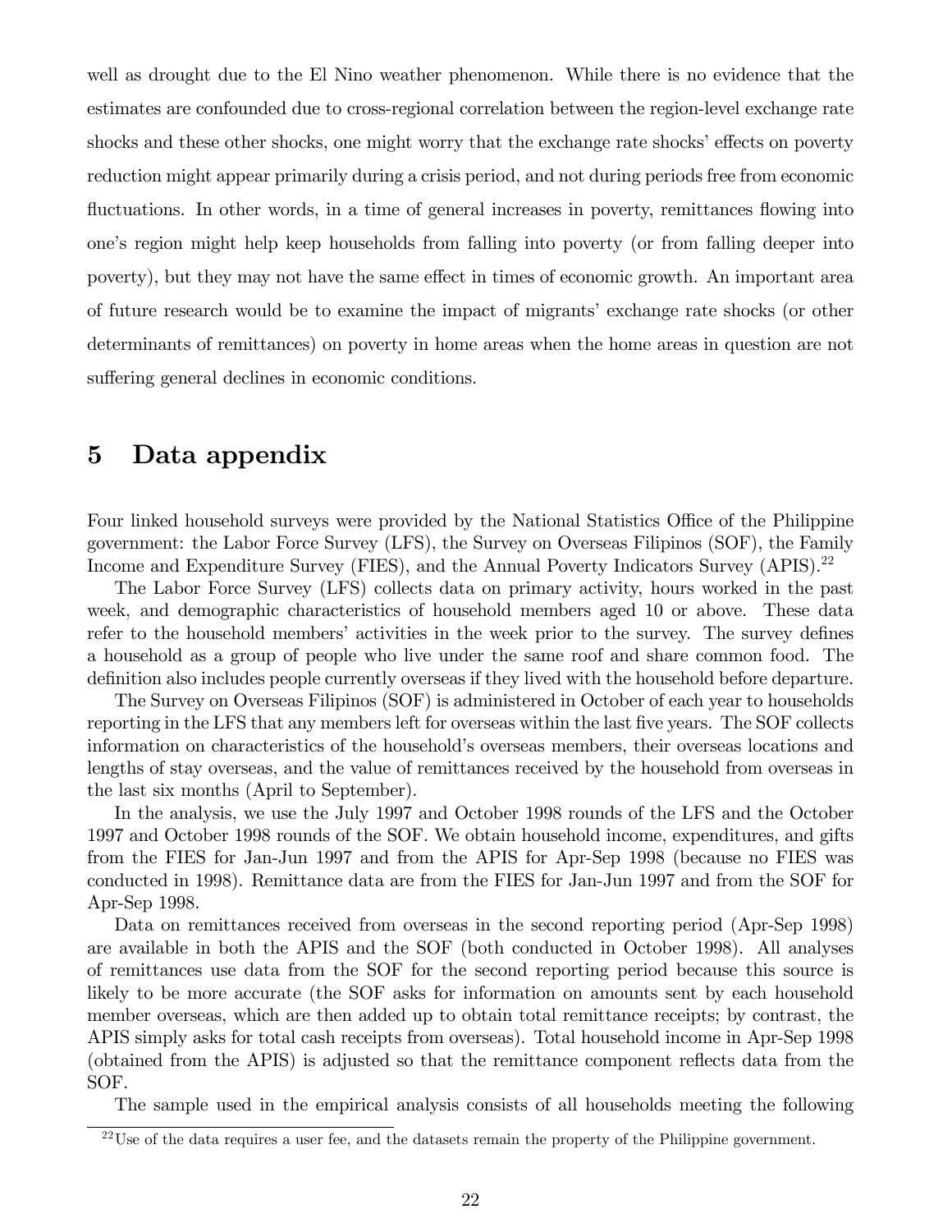well as drought due to the El Nino weather phenomenon. While there is no evidence that the estimates are confounded due to cross-regional correlation between the region-level exchange rate shocks and these other shocks, one might worry that the exchange rate shocks' effects on poverty reduction might appear primarily during a crisis period, and not during periods free from economic fluctuations. In other words, in a time of general increases in poverty, remittances flowing into one's region might help keep households from falling into poverty (or from falling deeper into poverty), but they may not have the same effect in times of economic growth. An important area of future research would be to examine the impact of migrants' exchange rate shocks (or other determinants of remittances) on poverty in home areas when the home areas in question are not suffering general declines in economic conditions.

# 5 Data appendix

Four linked household surveys were provided by the National Statistics Office of the Philippine government: the Labor Force Survey (LFS), the Survey on Overseas Filipinos (SOF), the Family Income and Expenditure Survey (FIES), and the Annual Poverty Indicators Survey (APIS).[22]

The Labor Force Survey (LFS) collects data on primary activity, hours worked in the past week, and demographic characteristics of household members aged 10 or above. These data refer to the household members' activities in the week prior to the survey. The survey defines a household as a group of people who live under the same roof and share common food. The definition also includes people currently overseas if they lived with the household before departure.

The Survey on Overseas Filipinos (SOF) is administered in October of each year to households reporting in the LFS that any members left for overseas within the last five years. The SOF collects information on characteristics of the household's overseas members, their overseas locations and lengths of stay overseas, and the value of remittances received by the household from overseas in the last six months (April to September).

In the analysis, we use the July 1997 and October 1998 rounds of the LFS and the October 1997 and October 1998 rounds of the SOF. We obtain household income, expenditures, and gifts from the FIES for Jan-Jun 1997 and from the APIS for Apr-Sep 1998 (because no FIES was conducted in 1998). Remittance data are from the FIES for Jan-Jun 1997 and from the SOF for Apr-Sep 1998.

Data on remittances received from overseas in the second reporting period (Apr-Sep 1998) are available in both the APIS and the SOF (both conducted in October 1998). All analyses of remittances use data from the SOF for the second reporting period because this source is likely to be more accurate (the SOF asks for information on amounts sent by each household member overseas, which are then added up to obtain total remittance receipts; by contrast, the APIS simply asks for total cash receipts from overseas). Total household income in Apr-Sep 1998 (obtained from the APIS) is adjusted so that the remittance component reflects data from the SOF.

The sample used in the empirical analysis consists of all households meeting the following

[22] Use of the data requires a user fee, and the datasets remain the property of the Philippine government.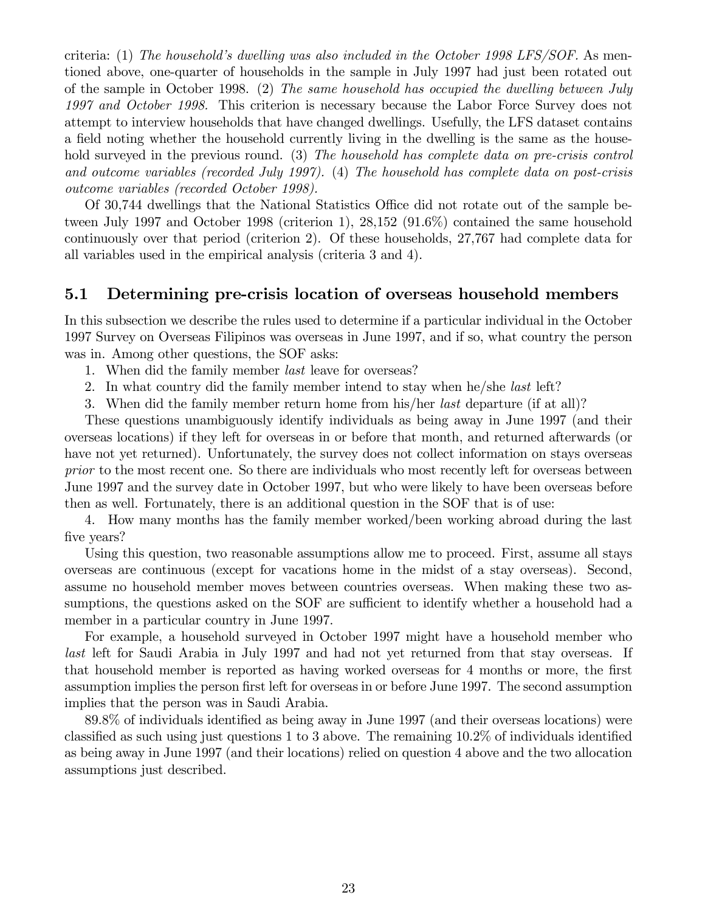criteria: (1) *The household's dwelling was also included in the October 1998 LFS/SOF.* As mentioned above, one-quarter of households in the sample in July 1997 had just been rotated out of the sample in October 1998. (2) *The same household has occupied the dwelling between July 1997 and October 1998.* This criterion is necessary because the Labor Force Survey does not attempt to interview households that have changed dwellings. Usefully, the LFS dataset contains a field noting whether the household currently living in the dwelling is the same as the household surveyed in the previous round. (3) *The household has complete data on pre-crisis control and outcome variables (recorded July 1997).* (4) *The household has complete data on post-crisis outcome variables (recorded October 1998).*

Of 30,744 dwellings that the National Statistics Office did not rotate out of the sample between July 1997 and October 1998 (criterion 1), 28,152 (91.6%) contained the same household continuously over that period (criterion 2). Of these households, 27,767 had complete data for all variables used in the empirical analysis (criteria 3 and 4).

## 5.1 Determining pre-crisis location of overseas household members

In this subsection we describe the rules used to determine if a particular individual in the October 1997 Survey on Overseas Filipinos was overseas in June 1997, and if so, what country the person was in. Among other questions, the SOF asks:

1. When did the family member *last* leave for overseas?
2. In what country did the family member intend to stay when he/she *last* left?
3. When did the family member return home from his/her *last* departure (if at all)?

These questions unambiguously identify individuals as being away in June 1997 (and their overseas locations) if they left for overseas in or before that month, and returned afterwards (or have not yet returned). Unfortunately, the survey does not collect information on stays overseas *prior* to the most recent one. So there are individuals who most recently left for overseas between June 1997 and the survey date in October 1997, but who were likely to have been overseas before then as well. Fortunately, there is an additional question in the SOF that is of use:

4. How many months has the family member worked/been working abroad during the last five years?

Using this question, two reasonable assumptions allow me to proceed. First, assume all stays overseas are continuous (except for vacations home in the midst of a stay overseas). Second, assume no household member moves between countries overseas. When making these two assumptions, the questions asked on the SOF are sufficient to identify whether a household had a member in a particular country in June 1997.

For example, a household surveyed in October 1997 might have a household member who *last* left for Saudi Arabia in July 1997 and had not yet returned from that stay overseas. If that household member is reported as having worked overseas for 4 months or more, the first assumption implies the person first left for overseas in or before June 1997. The second assumption implies that the person was in Saudi Arabia.

89.8% of individuals identified as being away in June 1997 (and their overseas locations) were classified as such using just questions 1 to 3 above. The remaining 10.2% of individuals identified as being away in June 1997 (and their locations) relied on question 4 above and the two allocation assumptions just described.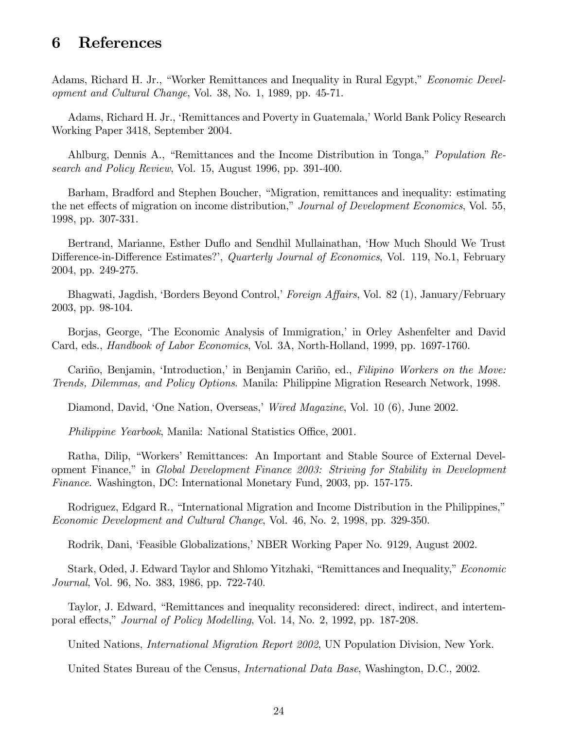## 6 References

Adams, Richard H. Jr., "Worker Remittances and Inequality in Rural Egypt," *Economic Development and Cultural Change*, Vol. 38, No. 1, 1989, pp. 45-71.

Adams, Richard H. Jr., 'Remittances and Poverty in Guatemala,' World Bank Policy Research Working Paper 3418, September 2004.

Ahlburg, Dennis A., "Remittances and the Income Distribution in Tonga," *Population Research and Policy Review*, Vol. 15, August 1996, pp. 391-400.

Barham, Bradford and Stephen Boucher, "Migration, remittances and inequality: estimating the net effects of migration on income distribution," *Journal of Development Economics*, Vol. 55, 1998, pp. 307-331.

Bertrand, Marianne, Esther Duflo and Sendhil Mullainathan, 'How Much Should We Trust Difference-in-Difference Estimates?', *Quarterly Journal of Economics*, Vol. 119, No.1, February 2004, pp. 249-275.

Bhagwati, Jagdish, 'Borders Beyond Control,' *Foreign Affairs*, Vol. 82 (1), January/February 2003, pp. 98-104.

Borjas, George, 'The Economic Analysis of Immigration,' in Orley Ashenfelter and David Card, eds., *Handbook of Labor Economics*, Vol. 3A, North-Holland, 1999, pp. 1697-1760.

Cariño, Benjamin, 'Introduction,' in Benjamin Cariño, ed., *Filipino Workers on the Move: Trends, Dilemmas, and Policy Options*. Manila: Philippine Migration Research Network, 1998.

Diamond, David, 'One Nation, Overseas,' *Wired Magazine*, Vol. 10 (6), June 2002.

*Philippine Yearbook*, Manila: National Statistics Office, 2001.

Ratha, Dilip, "Workers' Remittances: An Important and Stable Source of External Development Finance," in *Global Development Finance 2003: Striving for Stability in Development Finance*. Washington, DC: International Monetary Fund, 2003, pp. 157-175.

Rodriguez, Edgard R., "International Migration and Income Distribution in the Philippines," *Economic Development and Cultural Change*, Vol. 46, No. 2, 1998, pp. 329-350.

Rodrik, Dani, 'Feasible Globalizations,' NBER Working Paper No. 9129, August 2002.

Stark, Oded, J. Edward Taylor and Shlomo Yitzhaki, "Remittances and Inequality," *Economic Journal*, Vol. 96, No. 383, 1986, pp. 722-740.

Taylor, J. Edward, "Remittances and inequality reconsidered: direct, indirect, and intertemporal effects," *Journal of Policy Modelling*, Vol. 14, No. 2, 1992, pp. 187-208.

United Nations, *International Migration Report 2002*, UN Population Division, New York.

United States Bureau of the Census, *International Data Base*, Washington, D.C., 2002.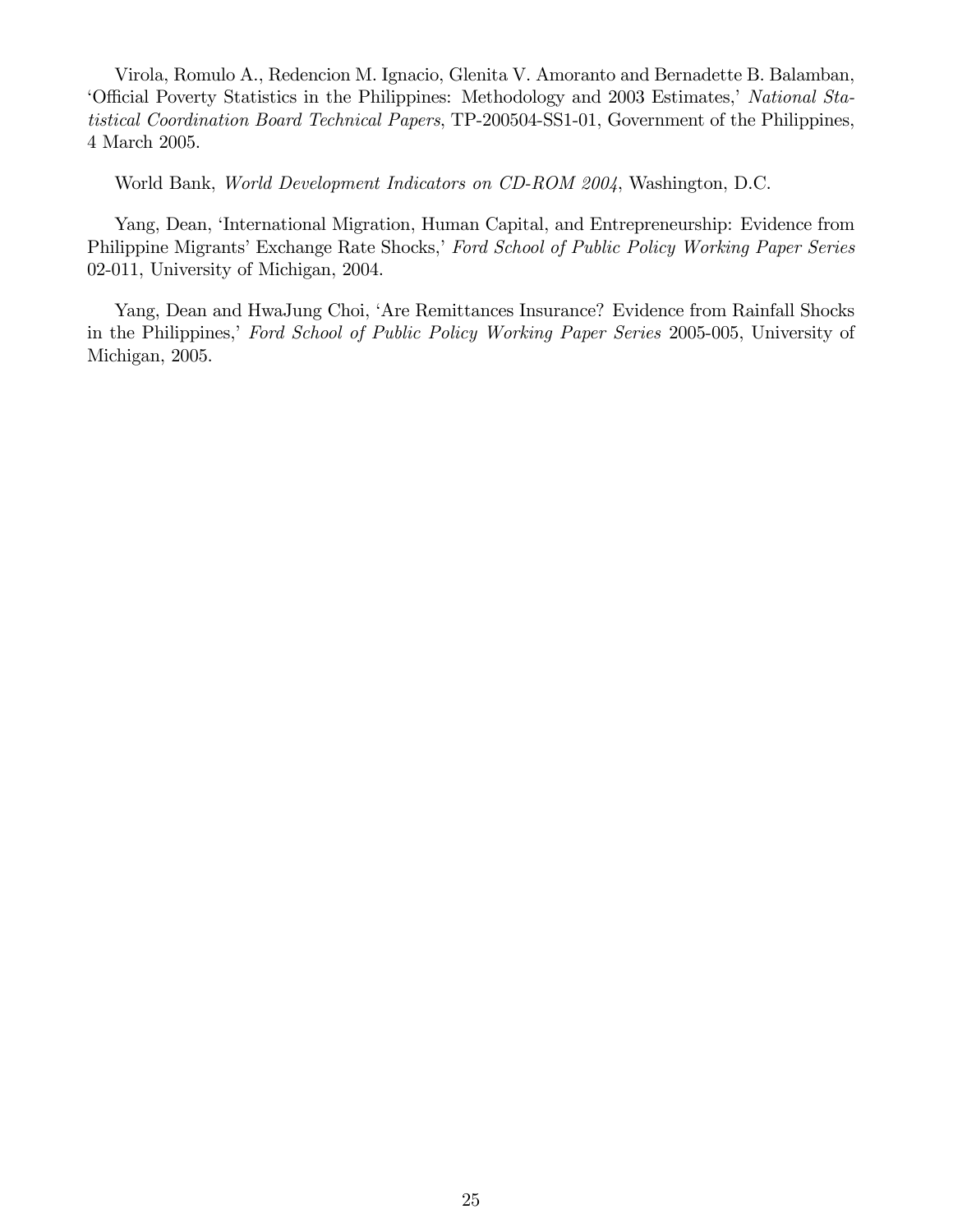Virola, Romulo A., Redencion M. Ignacio, Glenita V. Amoranto and Bernadette B. Balamban, 'Official Poverty Statistics in the Philippines: Methodology and 2003 Estimates,' *National Statistical Coordination Board Technical Papers*, TP-200504-SS1-01, Government of the Philippines, 4 March 2005.

World Bank, *World Development Indicators on CD-ROM 2004*, Washington, D.C.

Yang, Dean, 'International Migration, Human Capital, and Entrepreneurship: Evidence from Philippine Migrants' Exchange Rate Shocks,' *Ford School of Public Policy Working Paper Series* 02-011, University of Michigan, 2004.

Yang, Dean and HwaJung Choi, 'Are Remittances Insurance? Evidence from Rainfall Shocks in the Philippines,' *Ford School of Public Policy Working Paper Series* 2005-005, University of Michigan, 2005.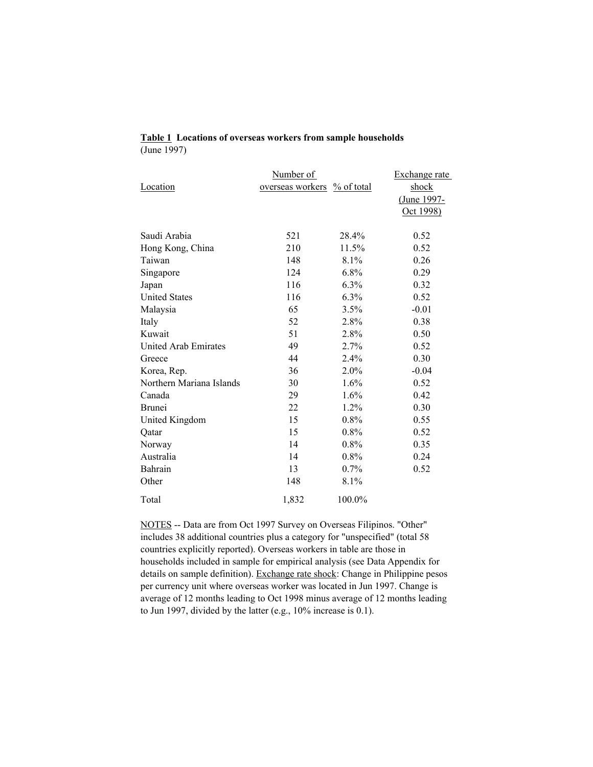**Table 1 Locations of overseas workers from sample households**
(June 1997)

| Location | Number of overseas workers | % of total | Exchange rate shock (June 1997-Oct 1998) |
|---|---|---|---|
| Saudi Arabia | 521 | 28.4% | 0.52 |
| Hong Kong, China | 210 | 11.5% | 0.52 |
| Taiwan | 148 | 8.1% | 0.26 |
| Singapore | 124 | 6.8% | 0.29 |
| Japan | 116 | 6.3% | 0.32 |
| United States | 116 | 6.3% | 0.52 |
| Malaysia | 65 | 3.5% | -0.01 |
| Italy | 52 | 2.8% | 0.38 |
| Kuwait | 51 | 2.8% | 0.50 |
| United Arab Emirates | 49 | 2.7% | 0.52 |
| Greece | 44 | 2.4% | 0.30 |
| Korea, Rep. | 36 | 2.0% | -0.04 |
| Northern Mariana Islands | 30 | 1.6% | 0.52 |
| Canada | 29 | 1.6% | 0.42 |
| Brunei | 22 | 1.2% | 0.30 |
| United Kingdom | 15 | 0.8% | 0.55 |
| Qatar | 15 | 0.8% | 0.52 |
| Norway | 14 | 0.8% | 0.35 |
| Australia | 14 | 0.8% | 0.24 |
| Bahrain | 13 | 0.7% | 0.52 |
| Other | 148 | 8.1% | |
| Total | 1,832 | 100.0% | |

NOTES -- Data are from Oct 1997 Survey on Overseas Filipinos. "Other" includes 38 additional countries plus a category for "unspecified" (total 58 countries explicitly reported). Overseas workers in table are those in households included in sample for empirical analysis (see Data Appendix for details on sample definition). Exchange rate shock: Change in Philippine pesos per currency unit where overseas worker was located in Jun 1997. Change is average of 12 months leading to Oct 1998 minus average of 12 months leading to Jun 1997, divided by the latter (e.g., 10% increase is 0.1).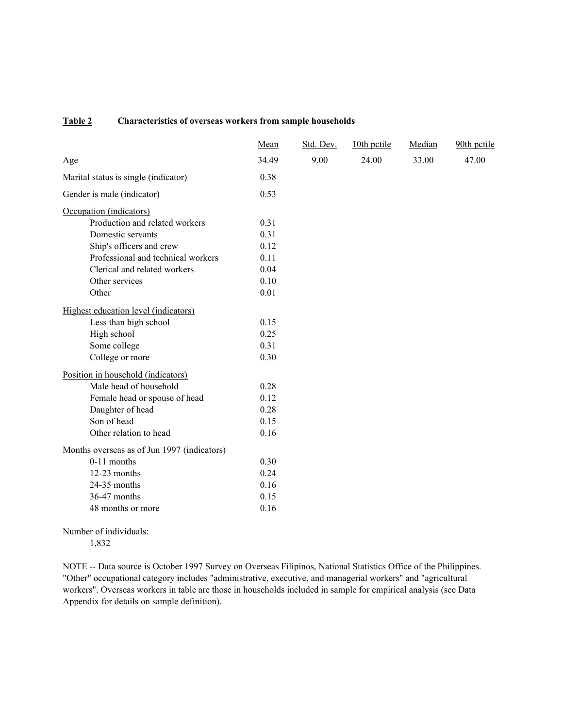**Table 2** **Characteristics of overseas workers from sample households**

| | Mean | Std. Dev. | 10th pctile | Median | 90th pctile |
|---|---|---|---|---|---|
| Age | 34.49 | 9.00 | 24.00 | 33.00 | 47.00 |
| Marital status is single (indicator) | 0.38 | | | | |
| Gender is male (indicator) | 0.53 | | | | |
| Occupation (indicators) | | | | | |
| Production and related workers | 0.31 | | | | |
| Domestic servants | 0.31 | | | | |
| Ship's officers and crew | 0.12 | | | | |
| Professional and technical workers | 0.11 | | | | |
| Clerical and related workers | 0.04 | | | | |
| Other services | 0.10 | | | | |
| Other | 0.01 | | | | |
| Highest education level (indicators) | | | | | |
| Less than high school | 0.15 | | | | |
| High school | 0.25 | | | | |
| Some college | 0.31 | | | | |
| College or more | 0.30 | | | | |
| Position in household (indicators) | | | | | |
| Male head of household | 0.28 | | | | |
| Female head or spouse of head | 0.12 | | | | |
| Daughter of head | 0.28 | | | | |
| Son of head | 0.15 | | | | |
| Other relation to head | 0.16 | | | | |
| Months overseas as of Jun 1997 (indicators) | | | | | |
| 0-11 months | 0.30 | | | | |
| 12-23 months | 0.24 | | | | |
| 24-35 months | 0.16 | | | | |
| 36-47 months | 0.15 | | | | |
| 48 months or more | 0.16 | | | | |

Number of individuals:
1,832

NOTE -- Data source is October 1997 Survey on Overseas Filipinos, National Statistics Office of the Philippines. "Other" occupational category includes "administrative, executive, and managerial workers" and "agricultural workers". Overseas workers in table are those in households included in sample for empirical analysis (see Data Appendix for details on sample definition).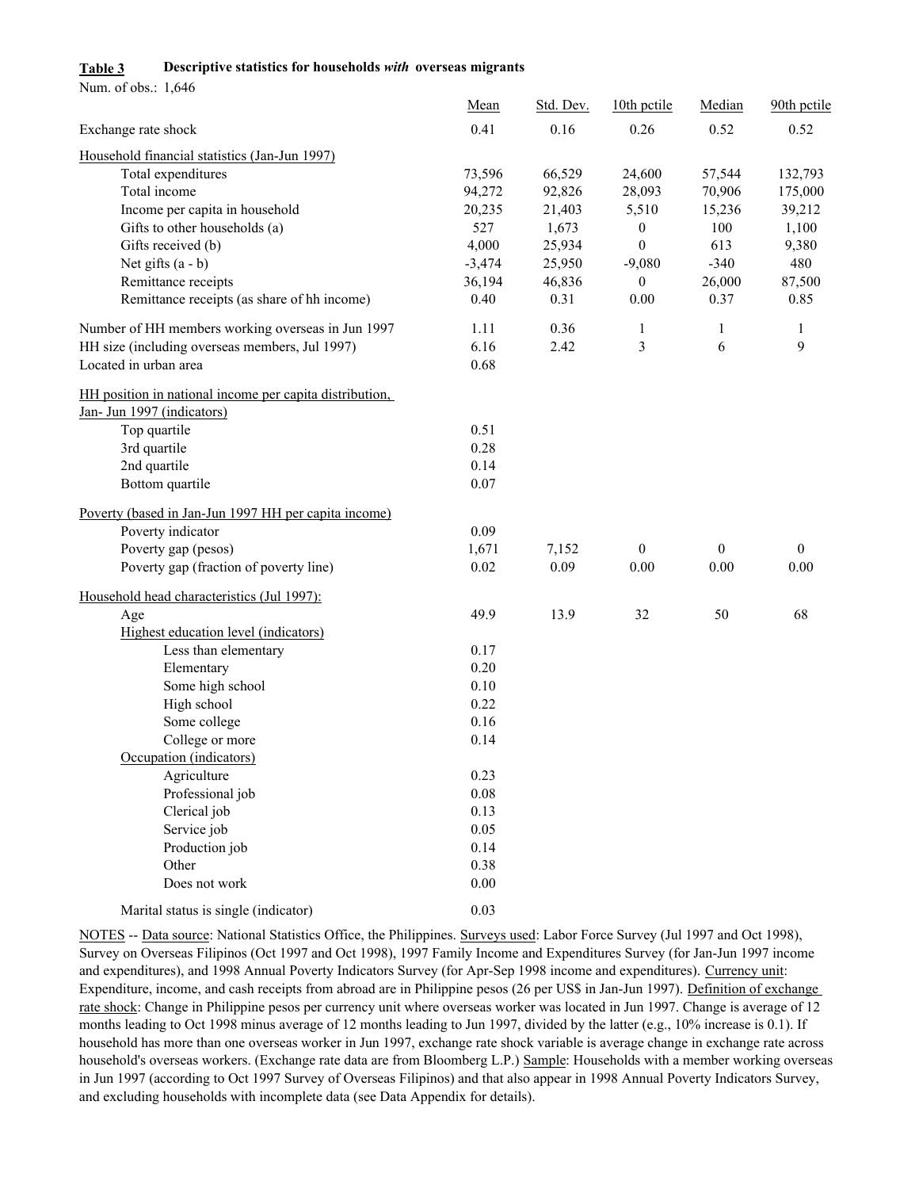**Table 3** **Descriptive statistics for households *with* overseas migrants**

Num. of obs.: 1,646

| | Mean | Std. Dev. | 10th pctile | Median | 90th pctile |
|---|---|---|---|---|---|
| Exchange rate shock | 0.41 | 0.16 | 0.26 | 0.52 | 0.52 |
| Household financial statistics (Jan-Jun 1997) | | | | | |
| Total expenditures | 73,596 | 66,529 | 24,600 | 57,544 | 132,793 |
| Total income | 94,272 | 92,826 | 28,093 | 70,906 | 175,000 |
| Income per capita in household | 20,235 | 21,403 | 5,510 | 15,236 | 39,212 |
| Gifts to other households (a) | 527 | 1,673 | 0 | 100 | 1,100 |
| Gifts received (b) | 4,000 | 25,934 | 0 | 613 | 9,380 |
| Net gifts (a - b) | -3,474 | 25,950 | -9,080 | -340 | 480 |
| Remittance receipts | 36,194 | 46,836 | 0 | 26,000 | 87,500 |
| Remittance receipts (as share of hh income) | 0.40 | 0.31 | 0.00 | 0.37 | 0.85 |
| Number of HH members working overseas in Jun 1997 | 1.11 | 0.36 | 1 | 1 | 1 |
| HH size (including overseas members, Jul 1997) | 6.16 | 2.42 | 3 | 6 | 9 |
| Located in urban area | 0.68 | | | | |
| HH position in national income per capita distribution, Jan- Jun 1997 (indicators) | | | | | |
| Top quartile | 0.51 | | | | |
| 3rd quartile | 0.28 | | | | |
| 2nd quartile | 0.14 | | | | |
| Bottom quartile | 0.07 | | | | |
| Poverty (based in Jan-Jun 1997 HH per capita income) | | | | | |
| Poverty indicator | 0.09 | | | | |
| Poverty gap (pesos) | 1,671 | 7,152 | 0 | 0 | 0 |
| Poverty gap (fraction of poverty line) | 0.02 | 0.09 | 0.00 | 0.00 | 0.00 |
| Household head characteristics (Jul 1997): | | | | | |
| Age | 49.9 | 13.9 | 32 | 50 | 68 |
| Highest education level (indicators) | | | | | |
| Less than elementary | 0.17 | | | | |
| Elementary | 0.20 | | | | |
| Some high school | 0.10 | | | | |
| High school | 0.22 | | | | |
| Some college | 0.16 | | | | |
| College or more | 0.14 | | | | |
| Occupation (indicators) | | | | | |
| Agriculture | 0.23 | | | | |
| Professional job | 0.08 | | | | |
| Clerical job | 0.13 | | | | |
| Service job | 0.05 | | | | |
| Production job | 0.14 | | | | |
| Other | 0.38 | | | | |
| Does not work | 0.00 | | | | |
| Marital status is single (indicator) | 0.03 | | | | |

NOTES -- Data source: National Statistics Office, the Philippines. Surveys used: Labor Force Survey (Jul 1997 and Oct 1998), Survey on Overseas Filipinos (Oct 1997 and Oct 1998), 1997 Family Income and Expenditures Survey (for Jan-Jun 1997 income and expenditures), and 1998 Annual Poverty Indicators Survey (for Apr-Sep 1998 income and expenditures). Currency unit: Expenditure, income, and cash receipts from abroad are in Philippine pesos (26 per US$ in Jan-Jun 1997). Definition of exchange rate shock: Change in Philippine pesos per currency unit where overseas worker was located in Jun 1997. Change is average of 12 months leading to Oct 1998 minus average of 12 months leading to Jun 1997, divided by the latter (e.g., 10% increase is 0.1). If household has more than one overseas worker in Jun 1997, exchange rate shock variable is average change in exchange rate across household's overseas workers. (Exchange rate data are from Bloomberg L.P.) Sample: Households with a member working overseas in Jun 1997 (according to Oct 1997 Survey of Overseas Filipinos) and that also appear in 1998 Annual Poverty Indicators Survey, and excluding households with incomplete data (see Data Appendix for details).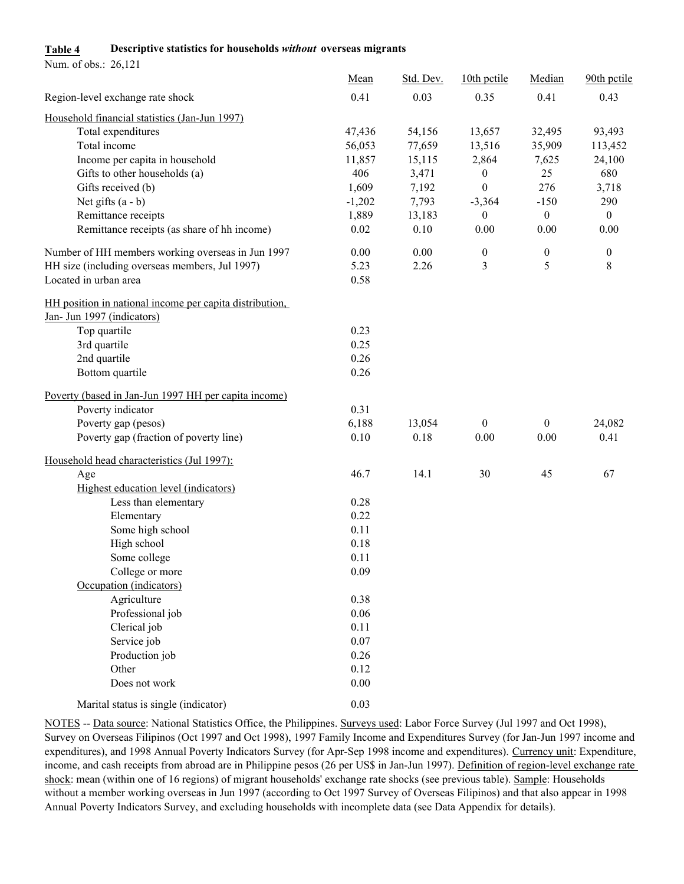**Table 4** **Descriptive statistics for households *without* overseas migrants**

Num. of obs.: 26,121

| | Mean | Std. Dev. | 10th pctile | Median | 90th pctile |
|---|---|---|---|---|---|
| Region-level exchange rate shock | 0.41 | 0.03 | 0.35 | 0.41 | 0.43 |
| Household financial statistics (Jan-Jun 1997) | | | | | |
| Total expenditures | 47,436 | 54,156 | 13,657 | 32,495 | 93,493 |
| Total income | 56,053 | 77,659 | 13,516 | 35,909 | 113,452 |
| Income per capita in household | 11,857 | 15,115 | 2,864 | 7,625 | 24,100 |
| Gifts to other households (a) | 406 | 3,471 | 0 | 25 | 680 |
| Gifts received (b) | 1,609 | 7,192 | 0 | 276 | 3,718 |
| Net gifts (a - b) | -1,202 | 7,793 | -3,364 | -150 | 290 |
| Remittance receipts | 1,889 | 13,183 | 0 | 0 | 0 |
| Remittance receipts (as share of hh income) | 0.02 | 0.10 | 0.00 | 0.00 | 0.00 |
| Number of HH members working overseas in Jun 1997 | 0.00 | 0.00 | 0 | 0 | 0 |
| HH size (including overseas members, Jul 1997) | 5.23 | 2.26 | 3 | 5 | 8 |
| Located in urban area | 0.58 | | | | |
| HH position in national income per capita distribution, Jan- Jun 1997 (indicators) | | | | | |
| Top quartile | 0.23 | | | | |
| 3rd quartile | 0.25 | | | | |
| 2nd quartile | 0.26 | | | | |
| Bottom quartile | 0.26 | | | | |
| Poverty (based in Jan-Jun 1997 HH per capita income) | | | | | |
| Poverty indicator | 0.31 | | | | |
| Poverty gap (pesos) | 6,188 | 13,054 | 0 | 0 | 24,082 |
| Poverty gap (fraction of poverty line) | 0.10 | 0.18 | 0.00 | 0.00 | 0.41 |
| Household head characteristics (Jul 1997): | | | | | |
| Age | 46.7 | 14.1 | 30 | 45 | 67 |
| Highest education level (indicators) | | | | | |
| Less than elementary | 0.28 | | | | |
| Elementary | 0.22 | | | | |
| Some high school | 0.11 | | | | |
| High school | 0.18 | | | | |
| Some college | 0.11 | | | | |
| College or more | 0.09 | | | | |
| Occupation (indicators) | | | | | |
| Agriculture | 0.38 | | | | |
| Professional job | 0.06 | | | | |
| Clerical job | 0.11 | | | | |
| Service job | 0.07 | | | | |
| Production job | 0.26 | | | | |
| Other | 0.12 | | | | |
| Does not work | 0.00 | | | | |
| Marital status is single (indicator) | 0.03 | | | | |

NOTES -- Data source: National Statistics Office, the Philippines. Surveys used: Labor Force Survey (Jul 1997 and Oct 1998), Survey on Overseas Filipinos (Oct 1997 and Oct 1998), 1997 Family Income and Expenditures Survey (for Jan-Jun 1997 income and expenditures), and 1998 Annual Poverty Indicators Survey (for Apr-Sep 1998 income and expenditures). Currency unit: Expenditure, income, and cash receipts from abroad are in Philippine pesos (26 per US$ in Jan-Jun 1997). Definition of region-level exchange rate shock: mean (within one of 16 regions) of migrant households' exchange rate shocks (see previous table). Sample: Households without a member working overseas in Jun 1997 (according to Oct 1997 Survey of Overseas Filipinos) and that also appear in 1998 Annual Poverty Indicators Survey, and excluding households with incomplete data (see Data Appendix for details).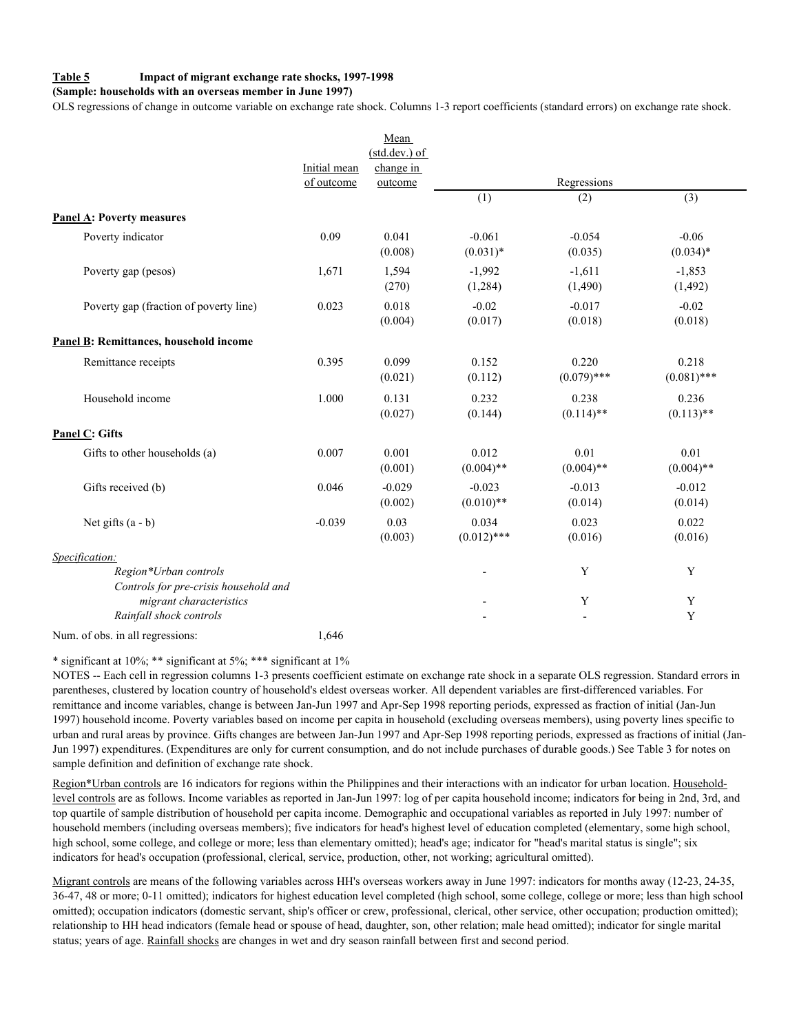**Table 5** **Impact of migrant exchange rate shocks, 1997-1998**

**(Sample: households with an overseas member in June 1997)**

OLS regressions of change in outcome variable on exchange rate shock. Columns 1-3 report coefficients (standard errors) on exchange rate shock.

| | Initial mean of outcome | Mean (std.dev.) of change in outcome | Regressions (1) | (2) | (3) |
|---|---|---|---|---|---|
| **Panel A: Poverty measures** | | | | | |
| Poverty indicator | 0.09 | 0.041 | -0.061 | -0.054 | -0.06 |
| | | (0.008) | (0.031)* | (0.035) | (0.034)* |
| Poverty gap (pesos) | 1,671 | 1,594 | -1,992 | -1,611 | -1,853 |
| | | (270) | (1,284) | (1,490) | (1,492) |
| Poverty gap (fraction of poverty line) | 0.023 | 0.018 | -0.02 | -0.017 | -0.02 |
| | | (0.004) | (0.017) | (0.018) | (0.018) |
| **Panel B: Remittances, household income** | | | | | |
| Remittance receipts | 0.395 | 0.099 | 0.152 | 0.220 | 0.218 |
| | | (0.021) | (0.112) | (0.079)*** | (0.081)*** |
| Household income | 1.000 | 0.131 | 0.232 | 0.238 | 0.236 |
| | | (0.027) | (0.144) | (0.114)** | (0.113)** |
| **Panel C: Gifts** | | | | | |
| Gifts to other households (a) | 0.007 | 0.001 | 0.012 | 0.01 | 0.01 |
| | | (0.001) | (0.004)** | (0.004)** | (0.004)** |
| Gifts received (b) | 0.046 | -0.029 | -0.023 | -0.013 | -0.012 |
| | | (0.002) | (0.010)** | (0.014) | (0.014) |
| Net gifts (a - b) | -0.039 | 0.03 | 0.034 | 0.023 | 0.022 |
| | | (0.003) | (0.012)*** | (0.016) | (0.016) |
| *Specification:* | | | | | |
| *Region\*Urban controls* | | | - | Y | Y |
| *Controls for pre-crisis household and migrant characteristics* | | | - | Y | Y |
| *Rainfall shock controls* | | | - | - | Y |
| Num. of obs. in all regressions: | 1,646 | | | | |

\* significant at 10%; ** significant at 5%; *** significant at 1%

NOTES -- Each cell in regression columns 1-3 presents coefficient estimate on exchange rate shock in a separate OLS regression. Standard errors in parentheses, clustered by location country of household's eldest overseas worker. All dependent variables are first-differenced variables. For remittance and income variables, change is between Jan-Jun 1997 and Apr-Sep 1998 reporting periods, expressed as fraction of initial (Jan-Jun 1997) household income. Poverty variables based on income per capita in household (excluding overseas members), using poverty lines specific to urban and rural areas by province. Gifts changes are between Jan-Jun 1997 and Apr-Sep 1998 reporting periods, expressed as fractions of initial (Jan-Jun 1997) expenditures. (Expenditures are only for current consumption, and do not include purchases of durable goods.) See Table 3 for notes on sample definition and definition of exchange rate shock.

Region*Urban controls are 16 indicators for regions within the Philippines and their interactions with an indicator for urban location. Household-level controls are as follows. Income variables as reported in Jan-Jun 1997: log of per capita household income; indicators for being in 2nd, 3rd, and top quartile of sample distribution of household per capita income. Demographic and occupational variables as reported in July 1997: number of household members (including overseas members); five indicators for head's highest level of education completed (elementary, some high school, high school, some college, and college or more; less than elementary omitted); head's age; indicator for "head's marital status is single"; six indicators for head's occupation (professional, clerical, service, production, other, not working; agricultural omitted).

Migrant controls are means of the following variables across HH's overseas workers away in June 1997: indicators for months away (12-23, 24-35, 36-47, 48 or more; 0-11 omitted); indicators for highest education level completed (high school, some college, college or more; less than high school omitted); occupation indicators (domestic servant, ship's officer or crew, professional, clerical, other service, other occupation; production omitted); relationship to HH head indicators (female head or spouse of head, daughter, son, other relation; male head omitted); indicator for single marital status; years of age. Rainfall shocks are changes in wet and dry season rainfall between first and second period.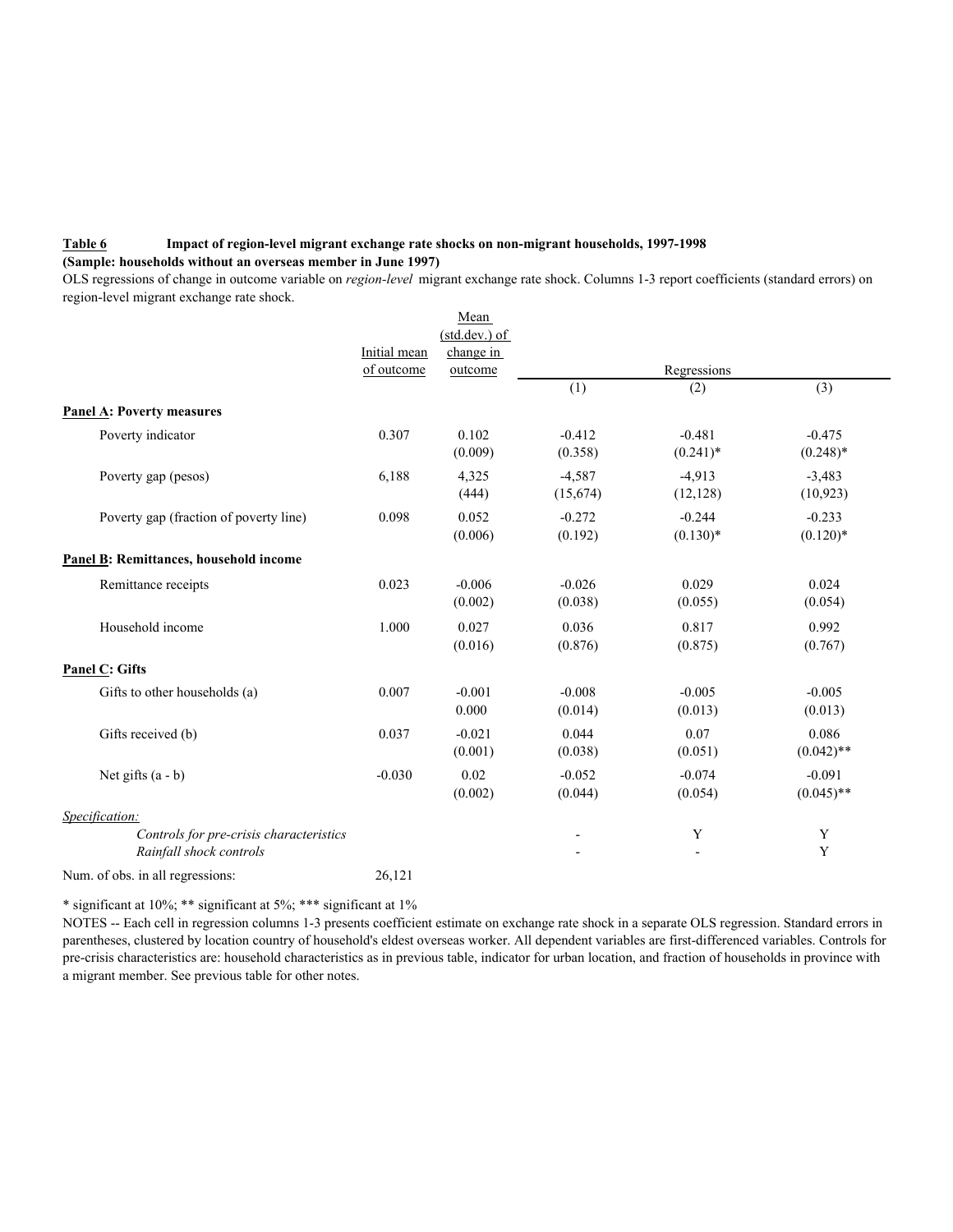**Table 6** Impact of region-level migrant exchange rate shocks on non-migrant households, 1997-1998

**(Sample: households without an overseas member in June 1997)**

OLS regressions of change in outcome variable on *region-level* migrant exchange rate shock. Columns 1-3 report coefficients (standard errors) on region-level migrant exchange rate shock.

| | Initial mean of outcome | Mean (std.dev.) of change in outcome | Regressions (1) | (2) | (3) |
|---|---|---|---|---|---|
| **Panel A: Poverty measures** | | | | | |
| Poverty indicator | 0.307 | 0.102 | -0.412 | -0.481 | -0.475 |
| | | (0.009) | (0.358) | (0.241)* | (0.248)* |
| Poverty gap (pesos) | 6,188 | 4,325 | -4,587 | -4,913 | -3,483 |
| | | (444) | (15,674) | (12,128) | (10,923) |
| Poverty gap (fraction of poverty line) | 0.098 | 0.052 | -0.272 | -0.244 | -0.233 |
| | | (0.006) | (0.192) | (0.130)* | (0.120)* |
| **Panel B: Remittances, household income** | | | | | |
| Remittance receipts | 0.023 | -0.006 | -0.026 | 0.029 | 0.024 |
| | | (0.002) | (0.038) | (0.055) | (0.054) |
| Household income | 1.000 | 0.027 | 0.036 | 0.817 | 0.992 |
| | | (0.016) | (0.876) | (0.875) | (0.767) |
| **Panel C: Gifts** | | | | | |
| Gifts to other households (a) | 0.007 | -0.001 | -0.008 | -0.005 | -0.005 |
| | | 0.000 | (0.014) | (0.013) | (0.013) |
| Gifts received (b) | 0.037 | -0.021 | 0.044 | 0.07 | 0.086 |
| | | (0.001) | (0.038) | (0.051) | (0.042)** |
| Net gifts (a - b) | -0.030 | 0.02 | -0.052 | -0.074 | -0.091 |
| | | (0.002) | (0.044) | (0.054) | (0.045)** |
| *Specification:* | | | | | |
| *Controls for pre-crisis characteristics* | | | - | Y | Y |
| *Rainfall shock controls* | | | - | - | Y |
| Num. of obs. in all regressions: | 26,121 | | | | |

\* significant at 10%; ** significant at 5%; *** significant at 1%

NOTES -- Each cell in regression columns 1-3 presents coefficient estimate on exchange rate shock in a separate OLS regression. Standard errors in parentheses, clustered by location country of household's eldest overseas worker. All dependent variables are first-differenced variables. Controls for pre-crisis characteristics are: household characteristics as in previous table, indicator for urban location, and fraction of households in province with a migrant member. See previous table for other notes.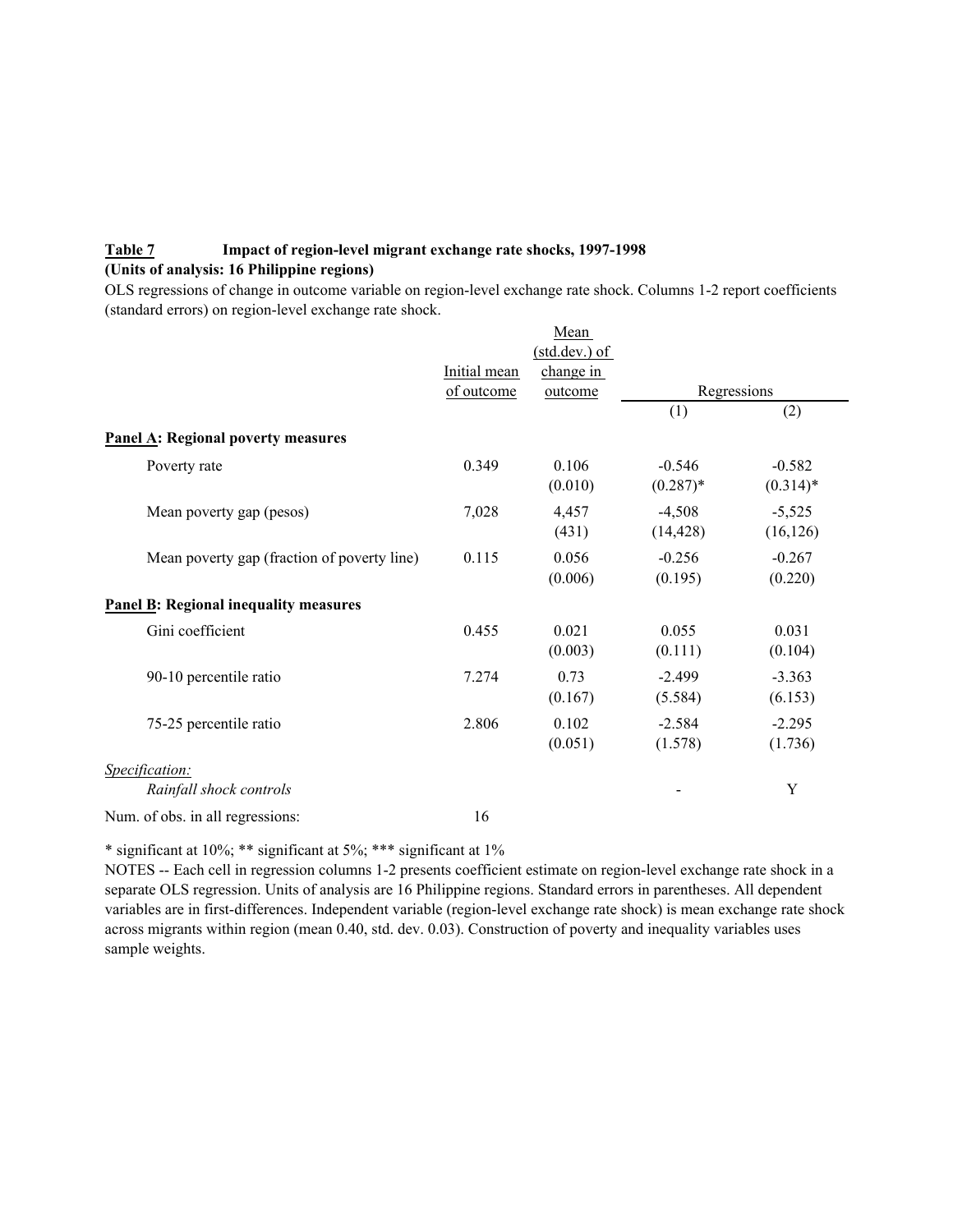**Table 7** **Impact of region-level migrant exchange rate shocks, 1997-1998**

**(Units of analysis: 16 Philippine regions)**

OLS regressions of change in outcome variable on region-level exchange rate shock. Columns 1-2 report coefficients (standard errors) on region-level exchange rate shock.

| | Initial mean of outcome | Mean (std.dev.) of change in outcome | Regressions | |
|---|---|---|---|---|
| | | | (1) | (2) |
| **Panel A: Regional poverty measures** | | | | |
| Poverty rate | 0.349 | 0.106 | -0.546 | -0.582 |
| | | (0.010) | (0.287)* | (0.314)* |
| Mean poverty gap (pesos) | 7,028 | 4,457 | -4,508 | -5,525 |
| | | (431) | (14,428) | (16,126) |
| Mean poverty gap (fraction of poverty line) | 0.115 | 0.056 | -0.256 | -0.267 |
| | | (0.006) | (0.195) | (0.220) |
| **Panel B: Regional inequality measures** | | | | |
| Gini coefficient | 0.455 | 0.021 | 0.055 | 0.031 |
| | | (0.003) | (0.111) | (0.104) |
| 90-10 percentile ratio | 7.274 | 0.73 | -2.499 | -3.363 |
| | | (0.167) | (5.584) | (6.153) |
| 75-25 percentile ratio | 2.806 | 0.102 | -2.584 | -2.295 |
| | | (0.051) | (1.578) | (1.736) |
| *Specification:* | | | | |
| *Rainfall shock controls* | | | - | Y |
| Num. of obs. in all regressions: | 16 | | | |

\* significant at 10%; ** significant at 5%; *** significant at 1%

NOTES -- Each cell in regression columns 1-2 presents coefficient estimate on region-level exchange rate shock in a separate OLS regression. Units of analysis are 16 Philippine regions. Standard errors in parentheses. All dependent variables are in first-differences. Independent variable (region-level exchange rate shock) is mean exchange rate shock across migrants within region (mean 0.40, std. dev. 0.03). Construction of poverty and inequality variables uses sample weights.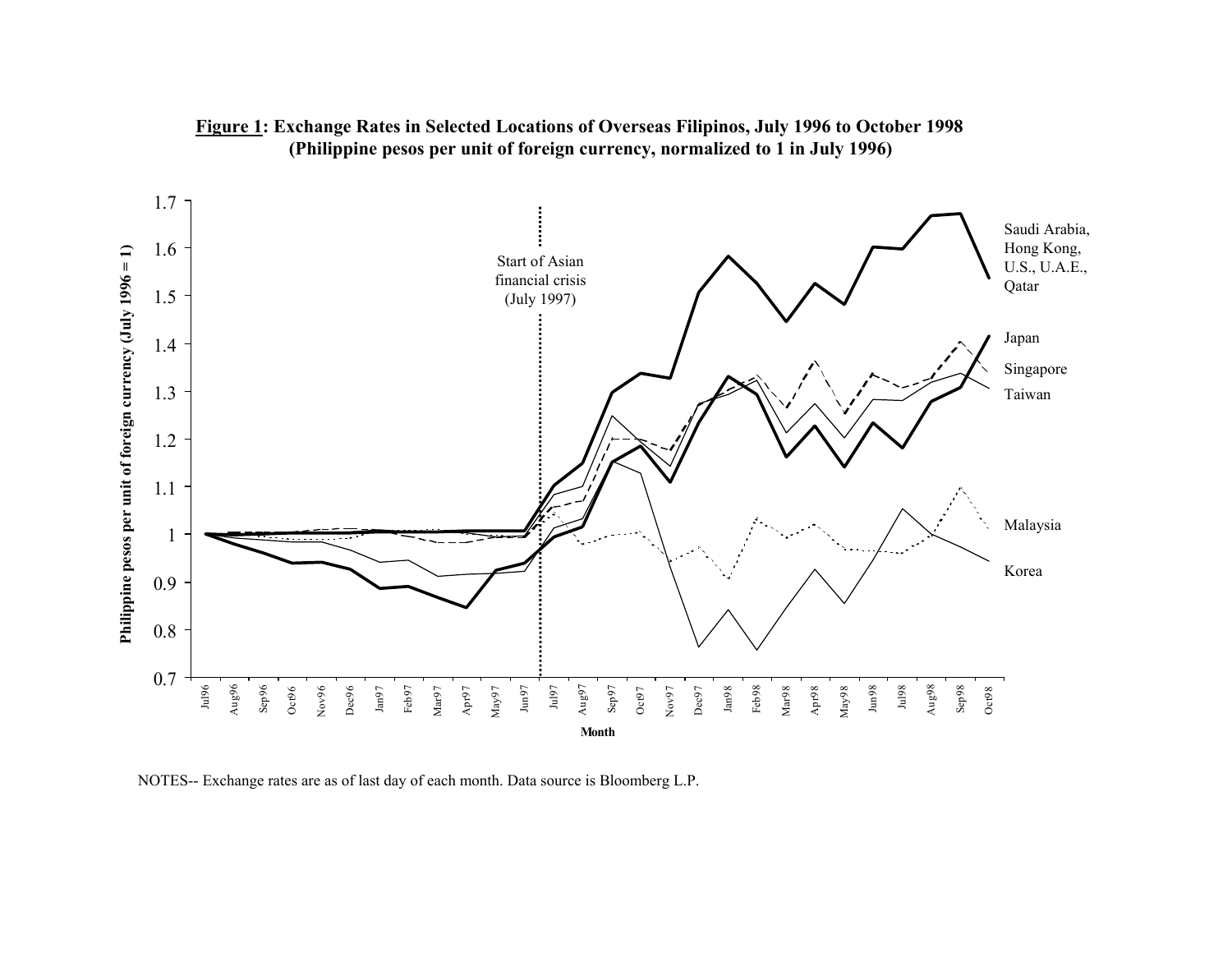**Figure 1**: Exchange Rates in Selected Locations of Overseas Filipinos, July 1996 to October 1998
(Philippine pesos per unit of foreign currency, normalized to 1 in July 1996)

Philippine pesos per unit of foreign currency (July 1996 = 1)

1.7
1.6
1.5
1.4
1.3
1.2
1.1
1
0.9
0.8
0.7

Start of Asian financial crisis (July 1997)

Saudi Arabia, Hong Kong, U.S., U.A.E., Qatar

Japan

Singapore

Taiwan

Malaysia

Korea

Jul96 Aug96 Sep96 Oct96 Nov96 Dec96 Jan97 Feb97 Mar97 Apr97 May97 Jun97 Jul97 Aug97 Sep97 Oct97 Nov97 Dec97 Jan98 Feb98 Mar98 Apr98 May98 Jun98 Jul98 Aug98 Sep98 Oct98

Month

NOTES-- Exchange rates are as of last day of each month. Data source is Bloomberg L.P.